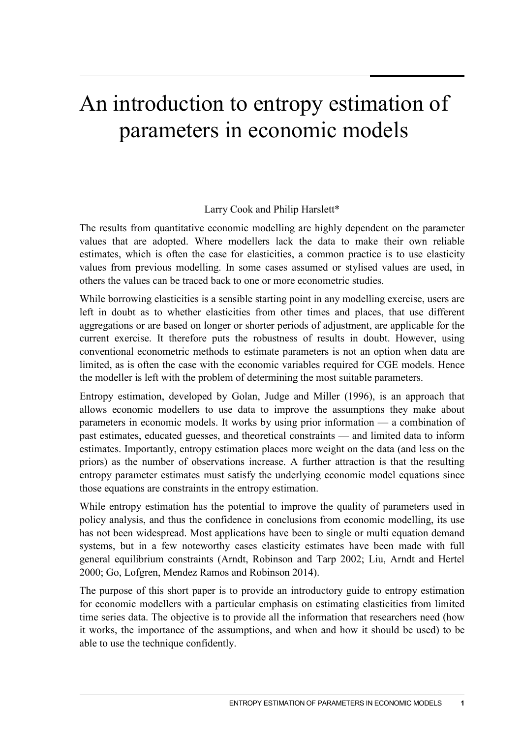# An introduction to entropy estimation of parameters in economic models

Larry Cook and Philip Harslett*

The results from quantitative economic modelling are highly dependent on the parameter values that are adopted. Where modellers lack the data to make their own reliable estimates, which is often the case for elasticities, a common practice is to use elasticity values from previous modelling. In some cases assumed or stylised values are used, in others the values can be traced back to one or more econometric studies.

While borrowing elasticities is a sensible starting point in any modelling exercise, users are left in doubt as to whether elasticities from other times and places, that use different aggregations or are based on longer or shorter periods of adjustment, are applicable for the current exercise. It therefore puts the robustness of results in doubt. However, using conventional econometric methods to estimate parameters is not an option when data are limited, as is often the case with the economic variables required for CGE models. Hence the modeller is left with the problem of determining the most suitable parameters.

Entropy estimation, developed by Golan, Judge and Miller (1996), is an approach that allows economic modellers to use data to improve the assumptions they make about parameters in economic models. It works by using prior information — a combination of past estimates, educated guesses, and theoretical constraints — and limited data to inform estimates. Importantly, entropy estimation places more weight on the data (and less on the priors) as the number of observations increase. A further attraction is that the resulting entropy parameter estimates must satisfy the underlying economic model equations since those equations are constraints in the entropy estimation.

While entropy estimation has the potential to improve the quality of parameters used in policy analysis, and thus the confidence in conclusions from economic modelling, its use has not been widespread. Most applications have been to single or multi equation demand systems, but in a few noteworthy cases elasticity estimates have been made with full general equilibrium constraints (Arndt, Robinson and Tarp 2002; Liu, Arndt and Hertel 2000; Go, Lofgren, Mendez Ramos and Robinson 2014).

The purpose of this short paper is to provide an introductory guide to entropy estimation for economic modellers with a particular emphasis on estimating elasticities from limited time series data. The objective is to provide all the information that researchers need (how it works, the importance of the assumptions, and when and how it should be used) to be able to use the technique confidently.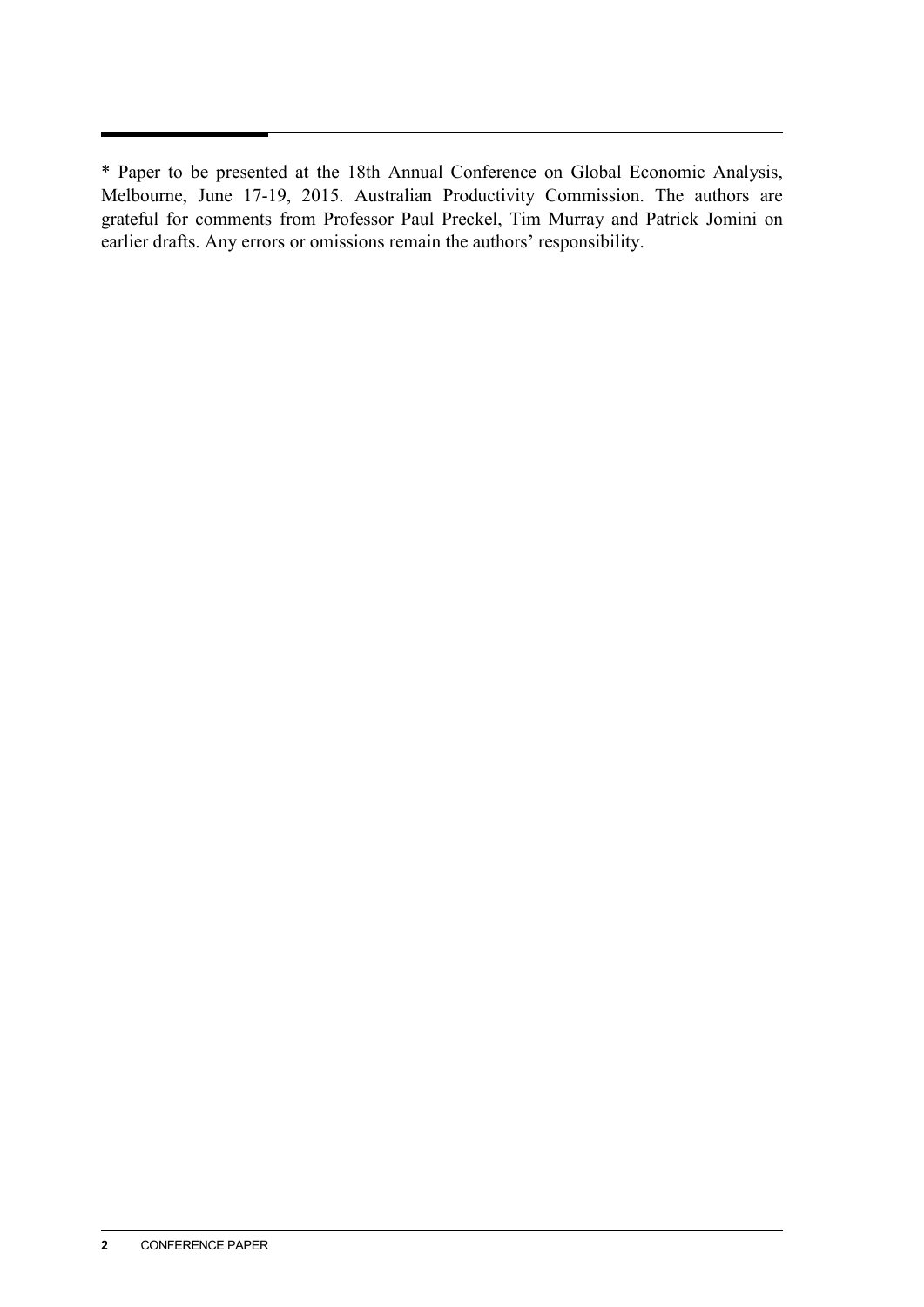* Paper to be presented at the 18th Annual Conference on Global Economic Analysis, Melbourne, June 17-19, 2015. Australian Productivity Commission. The authors are grateful for comments from Professor Paul Preckel, Tim Murray and Patrick Jomini on earlier drafts. Any errors or omissions remain the authors' responsibility.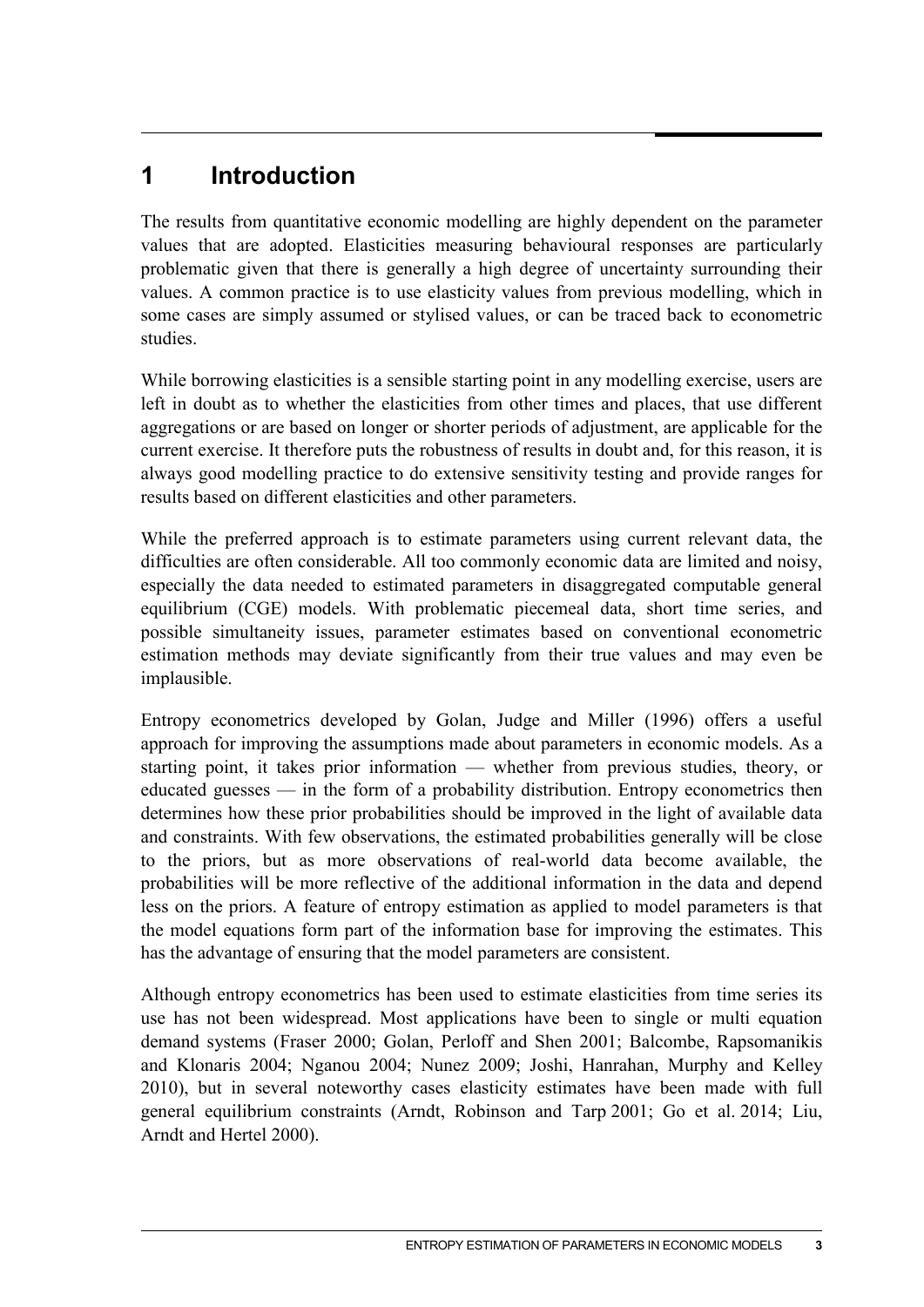# 1 Introduction

The results from quantitative economic modelling are highly dependent on the parameter values that are adopted. Elasticities measuring behavioural responses are particularly problematic given that there is generally a high degree of uncertainty surrounding their values. A common practice is to use elasticity values from previous modelling, which in some cases are simply assumed or stylised values, or can be traced back to econometric studies.

While borrowing elasticities is a sensible starting point in any modelling exercise, users are left in doubt as to whether the elasticities from other times and places, that use different aggregations or are based on longer or shorter periods of adjustment, are applicable for the current exercise. It therefore puts the robustness of results in doubt and, for this reason, it is always good modelling practice to do extensive sensitivity testing and provide ranges for results based on different elasticities and other parameters.

While the preferred approach is to estimate parameters using current relevant data, the difficulties are often considerable. All too commonly economic data are limited and noisy, especially the data needed to estimated parameters in disaggregated computable general equilibrium (CGE) models. With problematic piecemeal data, short time series, and possible simultaneity issues, parameter estimates based on conventional econometric estimation methods may deviate significantly from their true values and may even be implausible.

Entropy econometrics developed by Golan, Judge and Miller (1996) offers a useful approach for improving the assumptions made about parameters in economic models. As a starting point, it takes prior information — whether from previous studies, theory, or educated guesses — in the form of a probability distribution. Entropy econometrics then determines how these prior probabilities should be improved in the light of available data and constraints. With few observations, the estimated probabilities generally will be close to the priors, but as more observations of real-world data become available, the probabilities will be more reflective of the additional information in the data and depend less on the priors. A feature of entropy estimation as applied to model parameters is that the model equations form part of the information base for improving the estimates. This has the advantage of ensuring that the model parameters are consistent.

Although entropy econometrics has been used to estimate elasticities from time series its use has not been widespread. Most applications have been to single or multi equation demand systems (Fraser 2000; Golan, Perloff and Shen 2001; Balcombe, Rapsomanikis and Klonaris 2004; Nganou 2004; Nunez 2009; Joshi, Hanrahan, Murphy and Kelley 2010), but in several noteworthy cases elasticity estimates have been made with full general equilibrium constraints (Arndt, Robinson and Tarp 2001; Go et al. 2014; Liu, Arndt and Hertel 2000).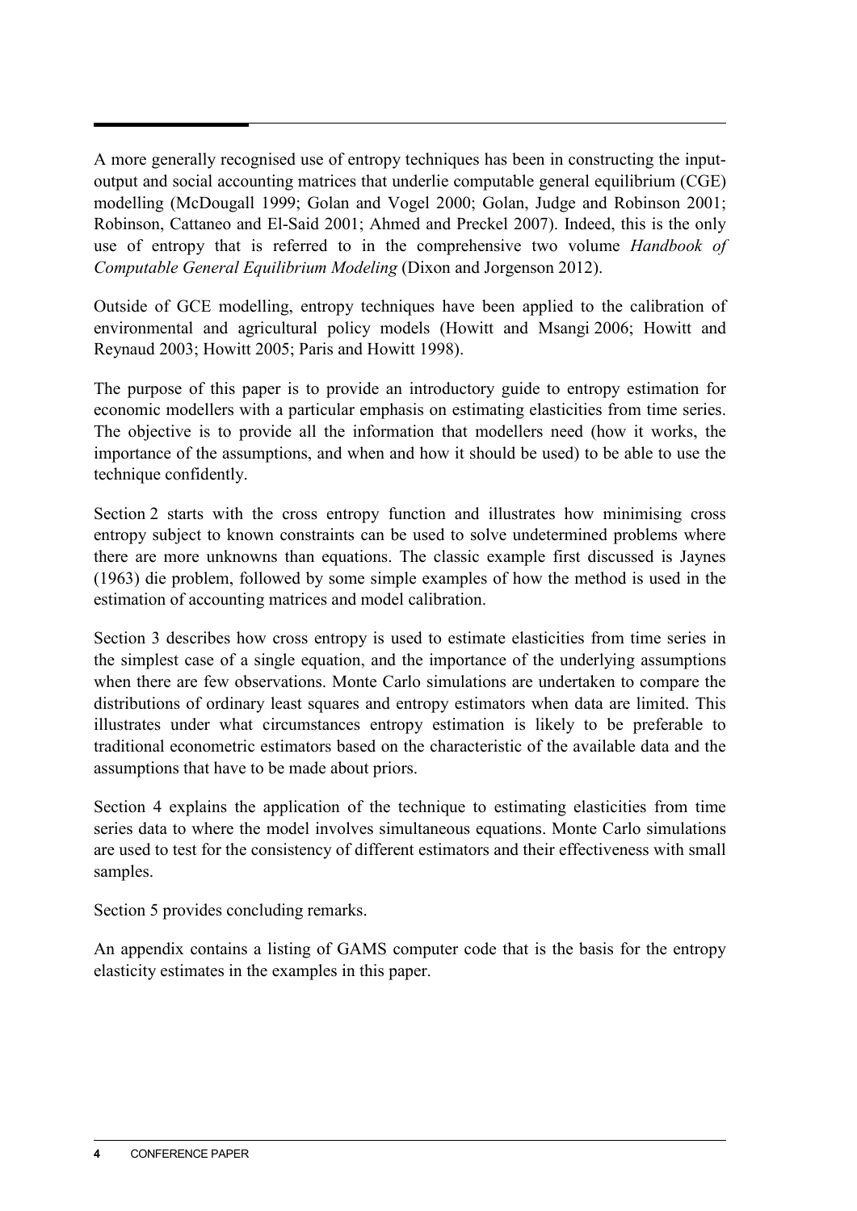A more generally recognised use of entropy techniques has been in constructing the input-output and social accounting matrices that underlie computable general equilibrium (CGE) modelling (McDougall 1999; Golan and Vogel 2000; Golan, Judge and Robinson 2001; Robinson, Cattaneo and El-Said 2001; Ahmed and Preckel 2007). Indeed, this is the only use of entropy that is referred to in the comprehensive two volume *Handbook of Computable General Equilibrium Modeling* (Dixon and Jorgenson 2012).

Outside of GCE modelling, entropy techniques have been applied to the calibration of environmental and agricultural policy models (Howitt and Msangi 2006; Howitt and Reynaud 2003; Howitt 2005; Paris and Howitt 1998).

The purpose of this paper is to provide an introductory guide to entropy estimation for economic modellers with a particular emphasis on estimating elasticities from time series. The objective is to provide all the information that modellers need (how it works, the importance of the assumptions, and when and how it should be used) to be able to use the technique confidently.

Section 2 starts with the cross entropy function and illustrates how minimising cross entropy subject to known constraints can be used to solve undetermined problems where there are more unknowns than equations. The classic example first discussed is Jaynes (1963) die problem, followed by some simple examples of how the method is used in the estimation of accounting matrices and model calibration.

Section 3 describes how cross entropy is used to estimate elasticities from time series in the simplest case of a single equation, and the importance of the underlying assumptions when there are few observations. Monte Carlo simulations are undertaken to compare the distributions of ordinary least squares and entropy estimators when data are limited. This illustrates under what circumstances entropy estimation is likely to be preferable to traditional econometric estimators based on the characteristic of the available data and the assumptions that have to be made about priors.

Section 4 explains the application of the technique to estimating elasticities from time series data to where the model involves simultaneous equations. Monte Carlo simulations are used to test for the consistency of different estimators and their effectiveness with small samples.

Section 5 provides concluding remarks.

An appendix contains a listing of GAMS computer code that is the basis for the entropy elasticity estimates in the examples in this paper.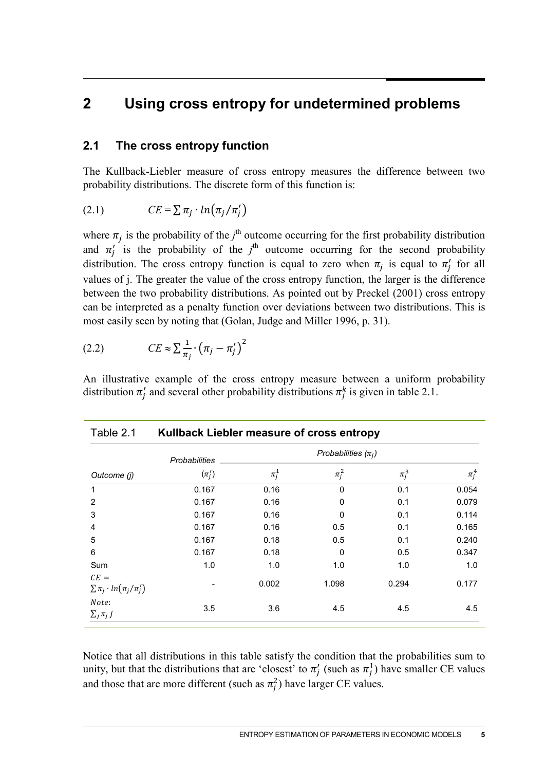# 2 Using cross entropy for undetermined problems

## 2.1 The cross entropy function

The Kullback-Liebler measure of cross entropy measures the difference between two probability distributions. The discrete form of this function is:

$$(2.1) \qquad CE = \sum \pi_j \cdot ln\left(\pi_j / \pi_j'\right)$$

where $\pi_j$ is the probability of the $j^{\text{th}}$ outcome occurring for the first probability distribution and $\pi_j'$ is the probability of the $j^{\text{th}}$ outcome occurring for the second probability distribution. The cross entropy function is equal to zero when $\pi_j$ is equal to $\pi_j'$ for all values of j. The greater the value of the cross entropy function, the larger is the difference between the two probability distributions. As pointed out by Preckel (2001) cross entropy can be interpreted as a penalty function over deviations between two distributions. This is most easily seen by noting that (Golan, Judge and Miller 1996, p. 31).

$$(2.2) \qquad CE \approx \sum \frac{1}{\pi_j} \cdot \left(\pi_j - \pi_j'\right)^2$$

An illustrative example of the cross entropy measure between a uniform probability distribution $\pi_j'$ and several other probability distributions $\pi_j^k$ is given in table 2.1.

Table 2.1 **Kullback Liebler measure of cross entropy**

| | *Probabilities* | *Probabilities ($\pi_j$)* | | | |
|---|---|---|---|---|---|
| *Outcome (j)* | ($\pi_j'$) | $\pi_j^1$ | $\pi_j^2$ | $\pi_j^3$ | $\pi_j^4$ |
| 1 | 0.167 | 0.16 | 0 | 0.1 | 0.054 |
| 2 | 0.167 | 0.16 | 0 | 0.1 | 0.079 |
| 3 | 0.167 | 0.16 | 0 | 0.1 | 0.114 |
| 4 | 0.167 | 0.16 | 0.5 | 0.1 | 0.165 |
| 5 | 0.167 | 0.18 | 0.5 | 0.1 | 0.240 |
| 6 | 0.167 | 0.18 | 0 | 0.5 | 0.347 |
| Sum | 1.0 | 1.0 | 1.0 | 1.0 | 1.0 |
| $CE = \sum \pi_j \cdot ln(\pi_j/\pi_j')$ | - | 0.002 | 1.098 | 0.294 | 0.177 |
| $Note$: $\sum_j \pi_j \, j$ | 3.5 | 3.6 | 4.5 | 4.5 | 4.5 |

Notice that all distributions in this table satisfy the condition that the probabilities sum to unity, but that the distributions that are 'closest' to $\pi_j'$ (such as $\pi_j^1$) have smaller CE values and those that are more different (such as $\pi_j^2$) have larger CE values.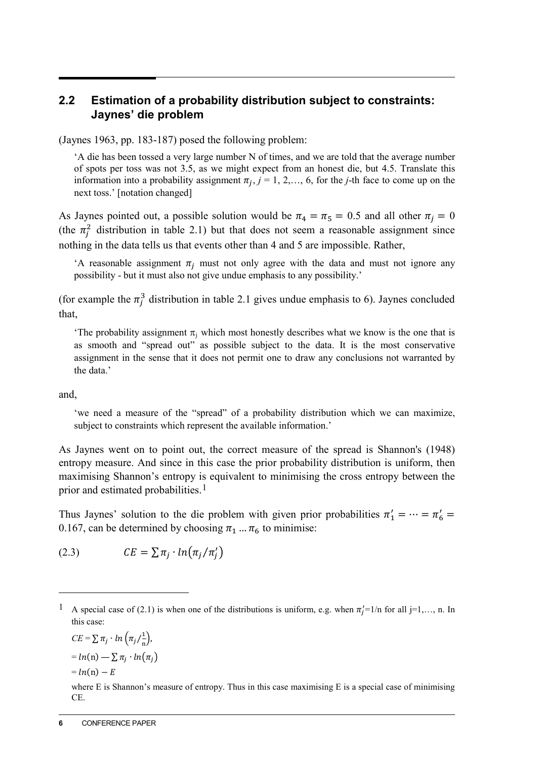## 2.2 Estimation of a probability distribution subject to constraints: Jaynes' die problem

(Jaynes 1963, pp. 183-187) posed the following problem:

> 'A die has been tossed a very large number N of times, and we are told that the average number of spots per toss was not 3.5, as we might expect from an honest die, but 4.5. Translate this information into a probability assignment $\pi_j$, $j$ = 1, 2,…, 6, for the $j$-th face to come up on the next toss.' [notation changed]

As Jaynes pointed out, a possible solution would be $\pi_4 = \pi_5 = 0.5$ and all other $\pi_j = 0$ (the $\pi_j^2$ distribution in table 2.1) but that does not seem a reasonable assignment since nothing in the data tells us that events other than 4 and 5 are impossible. Rather,

> 'A reasonable assignment $\pi_j$ must not only agree with the data and must not ignore any possibility - but it must also not give undue emphasis to any possibility.'

(for example the $\pi_j^3$ distribution in table 2.1 gives undue emphasis to 6). Jaynes concluded that,

> 'The probability assignment $\pi_j$ which most honestly describes what we know is the one that is as smooth and "spread out" as possible subject to the data. It is the most conservative assignment in the sense that it does not permit one to draw any conclusions not warranted by the data.'

and,

> 'we need a measure of the "spread" of a probability distribution which we can maximize, subject to constraints which represent the available information.'

As Jaynes went on to point out, the correct measure of the spread is Shannon's (1948) entropy measure. And since in this case the prior probability distribution is uniform, then maximising Shannon's entropy is equivalent to minimising the cross entropy between the prior and estimated probabilities.[1]

Thus Jaynes' solution to the die problem with given prior probabilities $\pi_1' = \cdots = \pi_6' = 0.167$, can be determined by choosing $\pi_1 \ldots \pi_6$ to minimise:

$$CE = \sum \pi_j \cdot ln(\pi_j / \pi_j') \tag{2.3}$$

---

[1] A special case of (2.1) is when one of the distributions is uniform, e.g. when $\pi_j'$=1/n for all j=1,…, n. In this case:

$CE = \sum \pi_j \cdot ln\left(\pi_j / \frac{1}{n}\right)$,

$= ln(n) - \sum \pi_j \cdot ln(\pi_j)$

$= ln(n) - E$

where E is Shannon's measure of entropy. Thus in this case maximising E is a special case of minimising CE.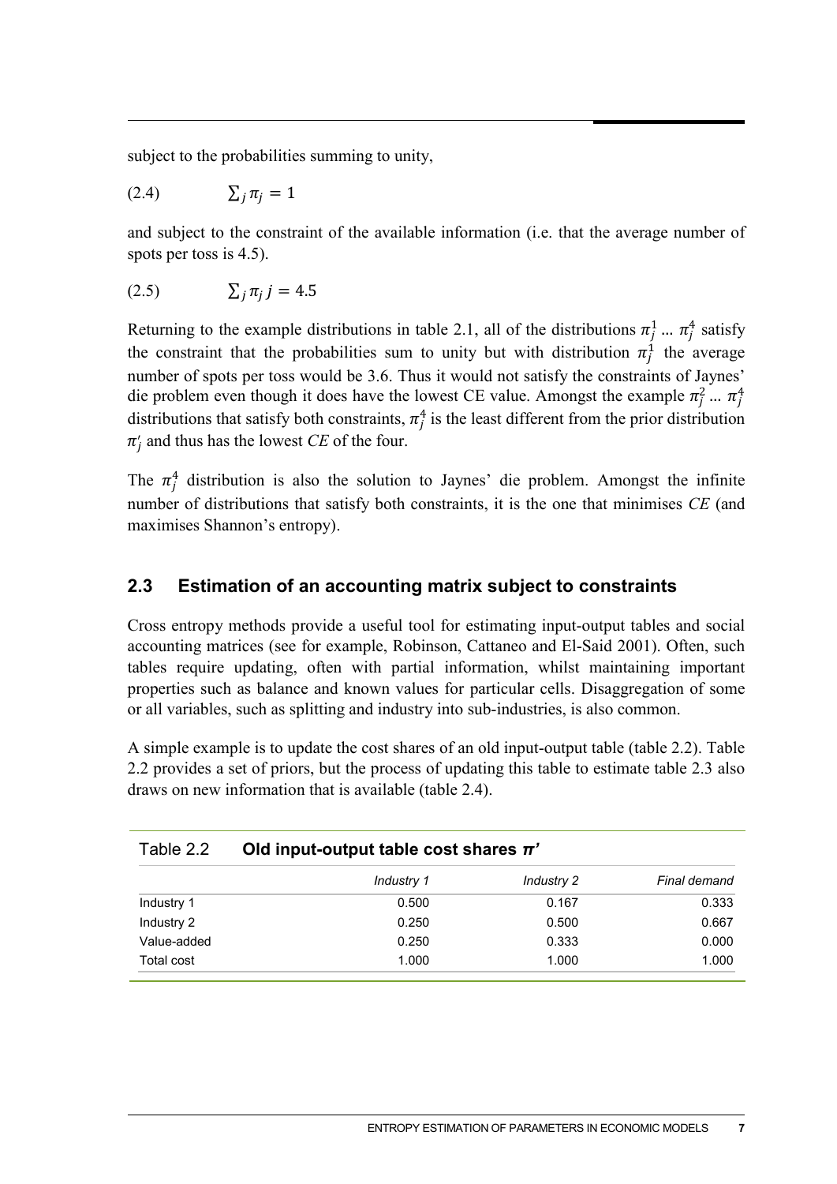subject to the probabilities summing to unity,

$$(2.4) \qquad \sum_j \pi_j = 1$$

and subject to the constraint of the available information (i.e. that the average number of spots per toss is 4.5).

$$(2.5) \qquad \sum_j \pi_j \, j = 4.5$$

Returning to the example distributions in table 2.1, all of the distributions $\pi_j^1$ ... $\pi_j^4$ satisfy the constraint that the probabilities sum to unity but with distribution $\pi_j^1$ the average number of spots per toss would be 3.6. Thus it would not satisfy the constraints of Jaynes' die problem even though it does have the lowest CE value. Amongst the example $\pi_j^2$ ... $\pi_j^4$ distributions that satisfy both constraints, $\pi_j^4$ is the least different from the prior distribution $\pi_j'$ and thus has the lowest *CE* of the four.

The $\pi_j^4$ distribution is also the solution to Jaynes' die problem. Amongst the infinite number of distributions that satisfy both constraints, it is the one that minimises *CE* (and maximises Shannon's entropy).

## 2.3 Estimation of an accounting matrix subject to constraints

Cross entropy methods provide a useful tool for estimating input-output tables and social accounting matrices (see for example, Robinson, Cattaneo and El-Said 2001). Often, such tables require updating, often with partial information, whilst maintaining important properties such as balance and known values for particular cells. Disaggregation of some or all variables, such as splitting and industry into sub-industries, is also common.

A simple example is to update the cost shares of an old input-output table (table 2.2). Table 2.2 provides a set of priors, but the process of updating this table to estimate table 2.3 also draws on new information that is available (table 2.4).

Table 2.2 **Old input-output table cost shares $\pi'$**

| | *Industry 1* | *Industry 2* | *Final demand* |
|---|---|---|---|
| Industry 1 | 0.500 | 0.167 | 0.333 |
| Industry 2 | 0.250 | 0.500 | 0.667 |
| Value-added | 0.250 | 0.333 | 0.000 |
| Total cost | 1.000 | 1.000 | 1.000 |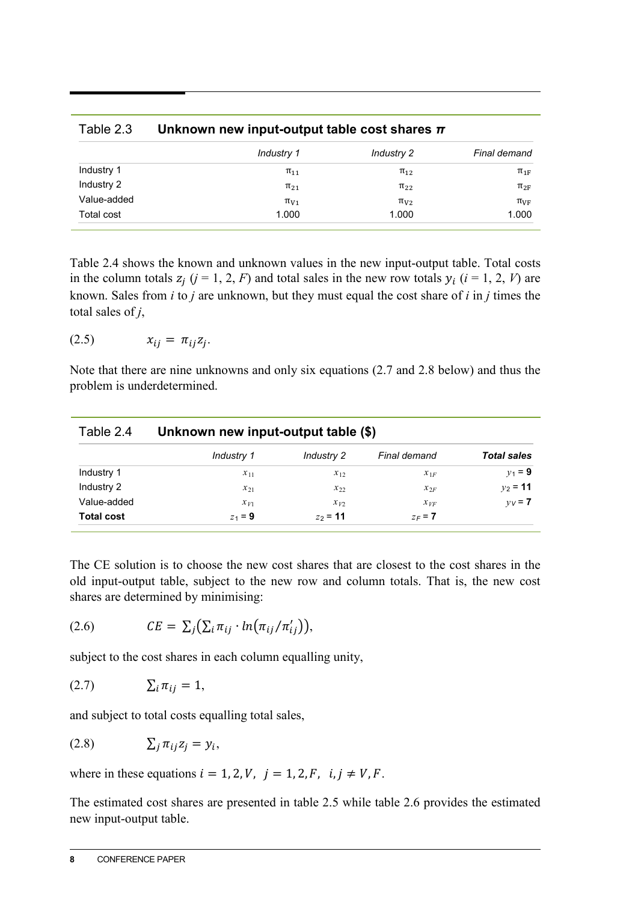Table 2.3 **Unknown new input-output table cost shares $\pi$**

| | *Industry 1* | *Industry 2* | *Final demand* |
|---|---|---|---|
| Industry 1 | $\pi_{11}$ | $\pi_{12}$ | $\pi_{1F}$ |
| Industry 2 | $\pi_{21}$ | $\pi_{22}$ | $\pi_{2F}$ |
| Value-added | $\pi_{V1}$ | $\pi_{V2}$ | $\pi_{VF}$ |
| Total cost | 1.000 | 1.000 | 1.000 |

Table 2.4 shows the known and unknown values in the new input-output table. Total costs in the column totals $z_j$ ($j$ = 1, 2, $F$) and total sales in the new row totals $y_i$ ($i$ = 1, 2, $V$) are known. Sales from $i$ to $j$ are unknown, but they must equal the cost share of $i$ in $j$ times the total sales of $j$,

$$x_{ij} = \pi_{ij} z_j. \tag{2.5}$$

Note that there are nine unknowns and only six equations (2.7 and 2.8 below) and thus the problem is underdetermined.

Table 2.4 **Unknown new input-output table ($)**

| | *Industry 1* | *Industry 2* | *Final demand* | ***Total sales*** |
|---|---|---|---|---|
| Industry 1 | $x_{11}$ | $x_{12}$ | $x_{1F}$ | $y_1$ = **9** |
| Industry 2 | $x_{21}$ | $x_{22}$ | $x_{2F}$ | $y_2$ = **11** |
| Value-added | $x_{V1}$ | $x_{V2}$ | $x_{VF}$ | $y_V$ = **7** |
| **Total cost** | $z_1$ = **9** | $z_2$ = **11** | $z_F$ = **7** | |

The CE solution is to choose the new cost shares that are closest to the cost shares in the old input-output table, subject to the new row and column totals. That is, the new cost shares are determined by minimising:

$$CE = \sum_j \left( \sum_i \pi_{ij} \cdot \ln\left(\pi_{ij}/\pi'_{ij}\right)\right), \tag{2.6}$$

subject to the cost shares in each column equalling unity,

$$\sum_i \pi_{ij} = 1, \tag{2.7}$$

and subject to total costs equalling total sales,

$$\sum_j \pi_{ij} z_j = y_i, \tag{2.8}$$

where in these equations $i = 1, 2, V,\ \ j = 1, 2, F,\ \ i, j \neq V, F$.

The estimated cost shares are presented in table 2.5 while table 2.6 provides the estimated new input-output table.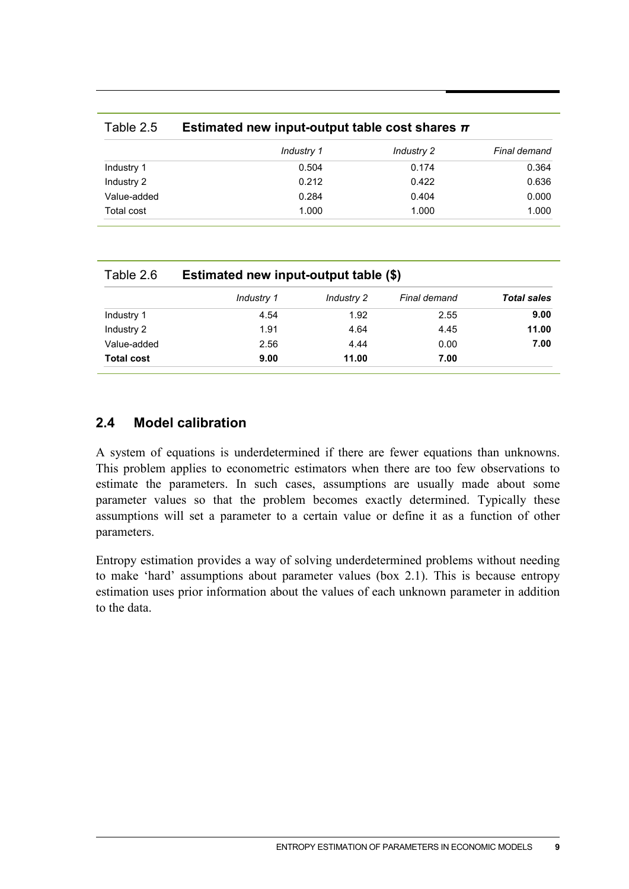Table 2.5 **Estimated new input-output table cost shares $\pi$**

| | *Industry 1* | *Industry 2* | *Final demand* |
|---|---|---|---|
| Industry 1 | 0.504 | 0.174 | 0.364 |
| Industry 2 | 0.212 | 0.422 | 0.636 |
| Value-added | 0.284 | 0.404 | 0.000 |
| Total cost | 1.000 | 1.000 | 1.000 |

Table 2.6 **Estimated new input-output table ($)**

| | *Industry 1* | *Industry 2* | *Final demand* | ***Total sales*** |
|---|---|---|---|---|
| Industry 1 | 4.54 | 1.92 | 2.55 | **9.00** |
| Industry 2 | 1.91 | 4.64 | 4.45 | **11.00** |
| Value-added | 2.56 | 4.44 | 0.00 | **7.00** |
| **Total cost** | **9.00** | **11.00** | **7.00** | |

## 2.4 Model calibration

A system of equations is underdetermined if there are fewer equations than unknowns. This problem applies to econometric estimators when there are too few observations to estimate the parameters. In such cases, assumptions are usually made about some parameter values so that the problem becomes exactly determined. Typically these assumptions will set a parameter to a certain value or define it as a function of other parameters.

Entropy estimation provides a way of solving underdetermined problems without needing to make 'hard' assumptions about parameter values (box 2.1). This is because entropy estimation uses prior information about the values of each unknown parameter in addition to the data.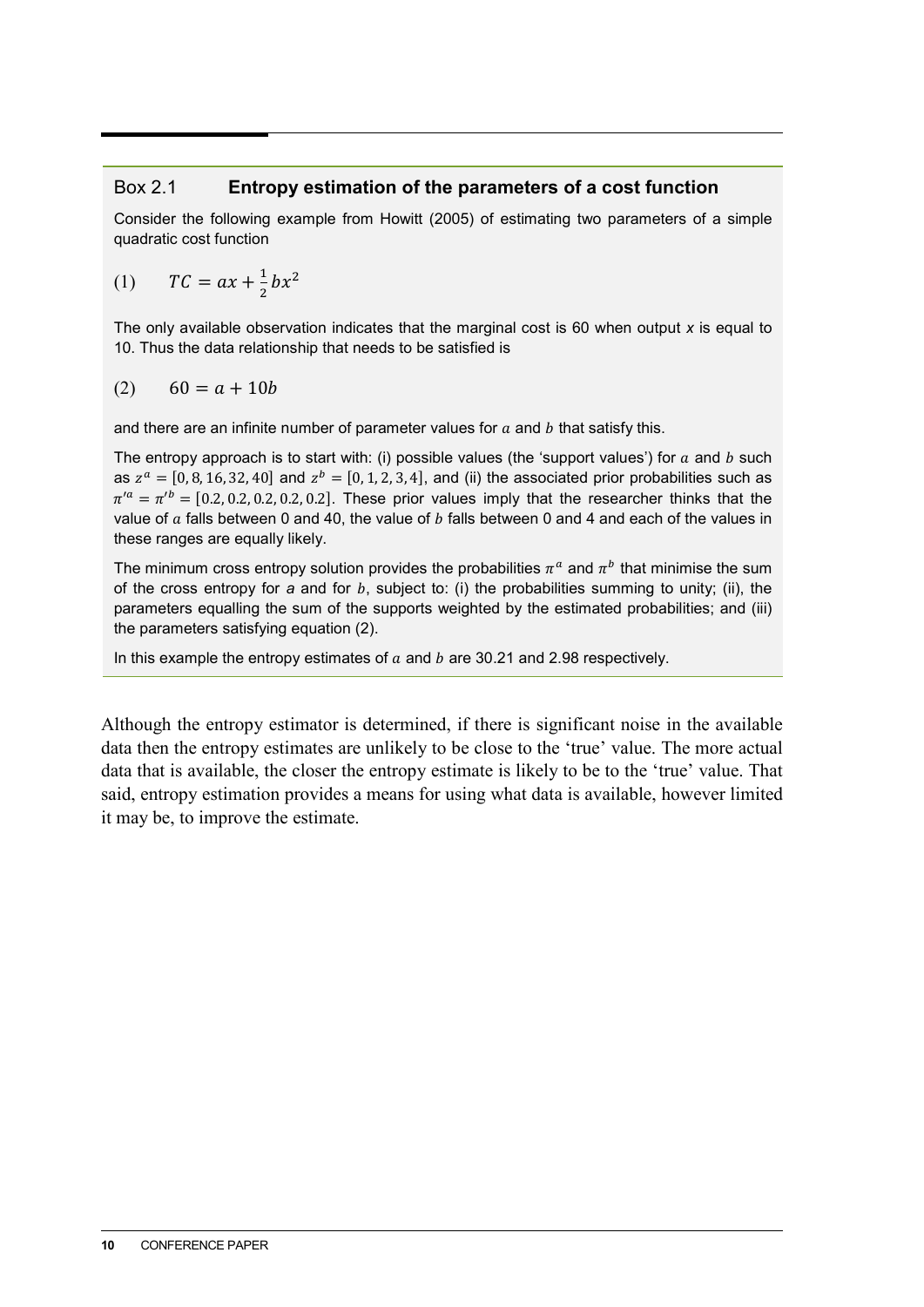### Box 2.1 Entropy estimation of the parameters of a cost function

Consider the following example from Howitt (2005) of estimating two parameters of a simple quadratic cost function

$$(1) \qquad TC = ax + \frac{1}{2}bx^2$$

The only available observation indicates that the marginal cost is 60 when output *x* is equal to 10. Thus the data relationship that needs to be satisfied is

$$(2) \qquad 60 = a + 10b$$

and there are an infinite number of parameter values for $a$ and $b$ that satisfy this.

The entropy approach is to start with: (i) possible values (the 'support values') for $a$ and $b$ such as $z^a = [0, 8, 16, 32, 40]$ and $z^b = [0, 1, 2, 3, 4]$, and (ii) the associated prior probabilities such as $\pi'^a = \pi'^b = [0.2, 0.2, 0.2, 0.2, 0.2]$. These prior values imply that the researcher thinks that the value of $a$ falls between 0 and 40, the value of $b$ falls between 0 and 4 and each of the values in these ranges are equally likely.

The minimum cross entropy solution provides the probabilities $\pi^a$ and $\pi^b$ that minimise the sum of the cross entropy for *a* and for $b$, subject to: (i) the probabilities summing to unity; (ii), the parameters equalling the sum of the supports weighted by the estimated probabilities; and (iii) the parameters satisfying equation (2).

In this example the entropy estimates of $a$ and $b$ are 30.21 and 2.98 respectively.

---

Although the entropy estimator is determined, if there is significant noise in the available data then the entropy estimates are unlikely to be close to the 'true' value. The more actual data that is available, the closer the entropy estimate is likely to be to the 'true' value. That said, entropy estimation provides a means for using what data is available, however limited it may be, to improve the estimate.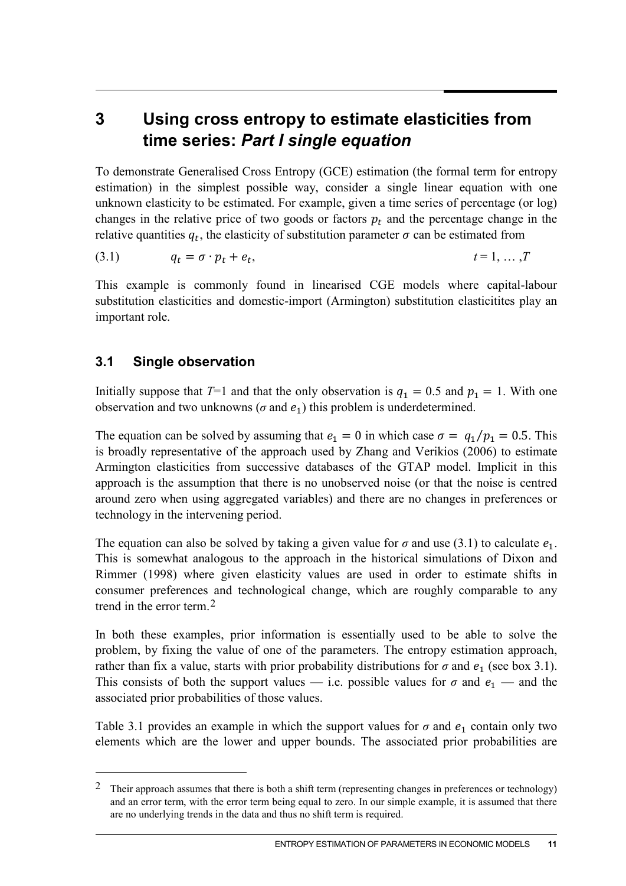# 3 Using cross entropy to estimate elasticities from time series: *Part I single equation*

To demonstrate Generalised Cross Entropy (GCE) estimation (the formal term for entropy estimation) in the simplest possible way, consider a single linear equation with one unknown elasticity to be estimated. For example, given a time series of percentage (or log) changes in the relative price of two goods or factors $p_t$ and the percentage change in the relative quantities $q_t$, the elasticity of substitution parameter $\sigma$ can be estimated from

$$q_t = \sigma \cdot p_t + e_t, \qquad t = 1, \ldots, T \tag{3.1}$$

This example is commonly found in linearised CGE models where capital-labour substitution elasticities and domestic-import (Armington) substitution elasticitites play an important role.

## 3.1 Single observation

Initially suppose that $T$=1 and that the only observation is $q_1 = 0.5$ and $p_1 = 1$. With one observation and two unknowns ($\sigma$ and $e_1$) this problem is underdetermined.

The equation can be solved by assuming that $e_1 = 0$ in which case $\sigma = q_1/p_1 = 0.5$. This is broadly representative of the approach used by Zhang and Verikios (2006) to estimate Armington elasticities from successive databases of the GTAP model. Implicit in this approach is the assumption that there is no unobserved noise (or that the noise is centred around zero when using aggregated variables) and there are no changes in preferences or technology in the intervening period.

The equation can also be solved by taking a given value for $\sigma$ and use (3.1) to calculate $e_1$. This is somewhat analogous to the approach in the historical simulations of Dixon and Rimmer (1998) where given elasticity values are used in order to estimate shifts in consumer preferences and technological change, which are roughly comparable to any trend in the error term.[2]

In both these examples, prior information is essentially used to be able to solve the problem, by fixing the value of one of the parameters. The entropy estimation approach, rather than fix a value, starts with prior probability distributions for $\sigma$ and $e_1$ (see box 3.1). This consists of both the support values — i.e. possible values for $\sigma$ and $e_1$ — and the associated prior probabilities of those values.

Table 3.1 provides an example in which the support values for $\sigma$ and $e_1$ contain only two elements which are the lower and upper bounds. The associated prior probabilities are

---

[2] Their approach assumes that there is both a shift term (representing changes in preferences or technology) and an error term, with the error term being equal to zero. In our simple example, it is assumed that there are no underlying trends in the data and thus no shift term is required.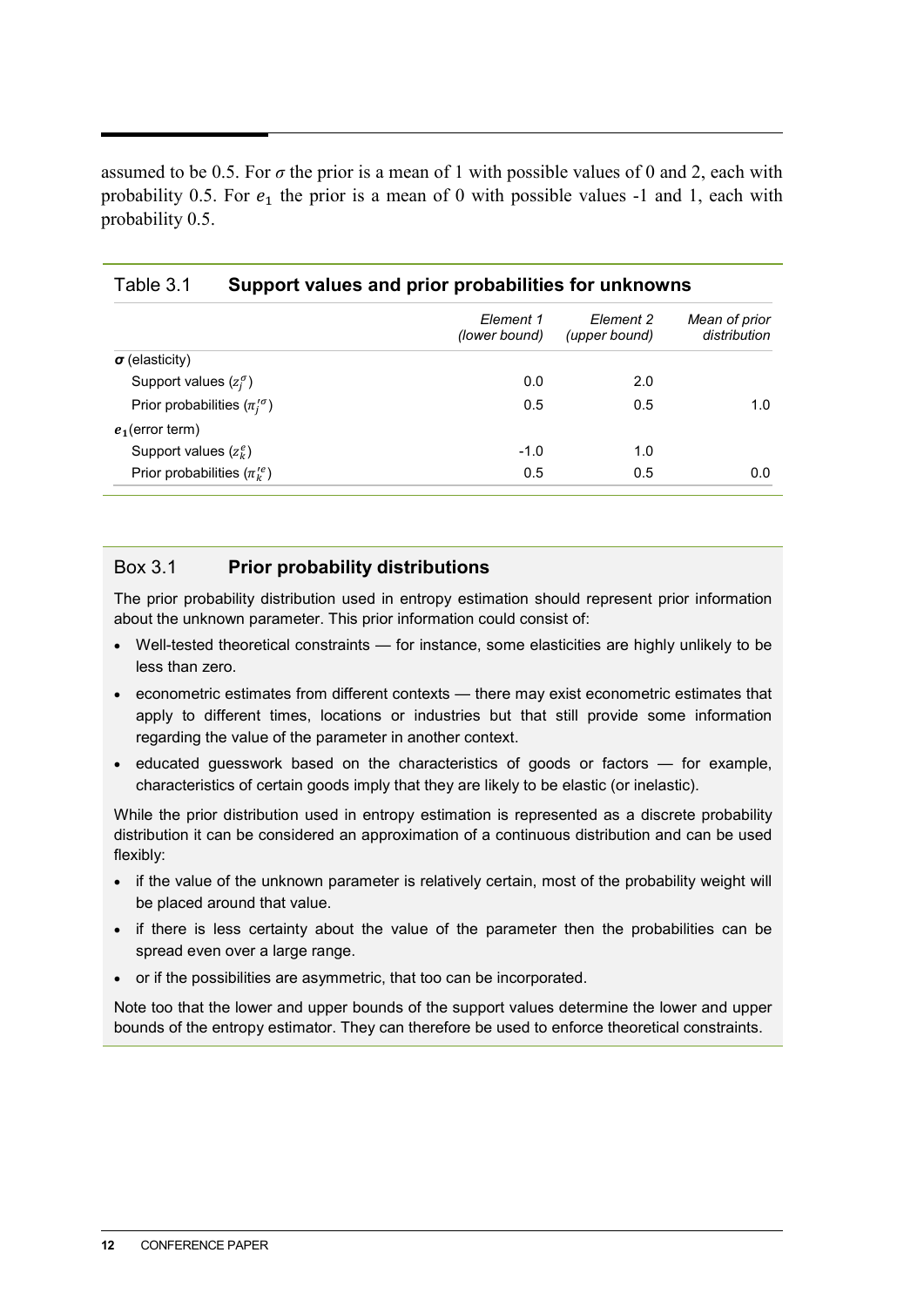assumed to be 0.5. For $\sigma$ the prior is a mean of 1 with possible values of 0 and 2, each with probability 0.5. For $e_1$ the prior is a mean of 0 with possible values -1 and 1, each with probability 0.5.

Table 3.1 **Support values and prior probabilities for unknowns**

| | *Element 1 (lower bound)* | *Element 2 (upper bound)* | *Mean of prior distribution* |
|---|---|---|---|
| $\boldsymbol{\sigma}$ (elasticity) | | | |
| Support values ($z_j^{\sigma}$) | 0.0 | 2.0 | |
| Prior probabilities ($\pi_j'^{\sigma}$) | 0.5 | 0.5 | 1.0 |
| $\boldsymbol{e_1}$(error term) | | | |
| Support values ($z_k^{e}$) | -1.0 | 1.0 | |
| Prior probabilities ($\pi_k'^{e}$) | 0.5 | 0.5 | 0.0 |

### Box 3.1 **Prior probability distributions**

The prior probability distribution used in entropy estimation should represent prior information about the unknown parameter. This prior information could consist of:

- Well-tested theoretical constraints — for instance, some elasticities are highly unlikely to be less than zero.
- econometric estimates from different contexts — there may exist econometric estimates that apply to different times, locations or industries but that still provide some information regarding the value of the parameter in another context.
- educated guesswork based on the characteristics of goods or factors — for example, characteristics of certain goods imply that they are likely to be elastic (or inelastic).

While the prior distribution used in entropy estimation is represented as a discrete probability distribution it can be considered an approximation of a continuous distribution and can be used flexibly:

- if the value of the unknown parameter is relatively certain, most of the probability weight will be placed around that value.
- if there is less certainty about the value of the parameter then the probabilities can be spread even over a large range.
- or if the possibilities are asymmetric, that too can be incorporated.

Note too that the lower and upper bounds of the support values determine the lower and upper bounds of the entropy estimator. They can therefore be used to enforce theoretical constraints.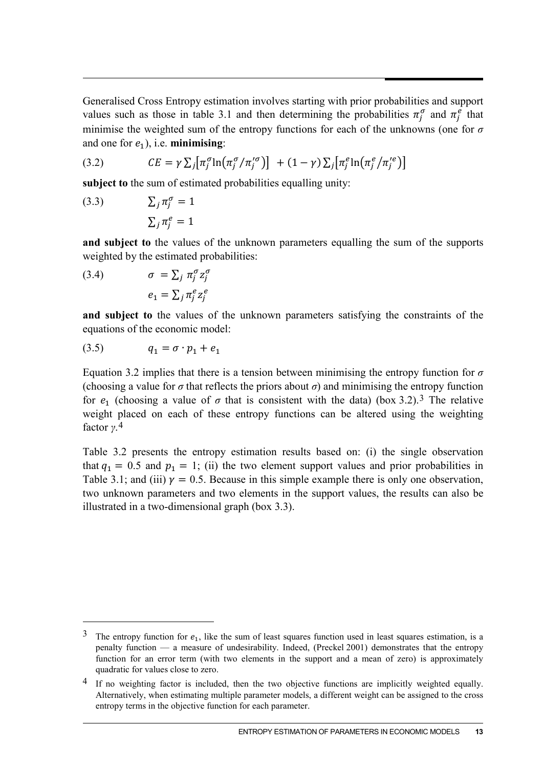Generalised Cross Entropy estimation involves starting with prior probabilities and support values such as those in table 3.1 and then determining the probabilities $\pi_j^\sigma$ and $\pi_j^e$ that minimise the weighted sum of the entropy functions for each of the unknowns (one for $\sigma$ and one for $e_1$), i.e. **minimising**:

$$(3.2) \qquad CE = \gamma \sum_j \left[\pi_j^\sigma \ln\left(\pi_j^\sigma / \pi_j'^\sigma\right)\right] + (1-\gamma) \sum_j \left[\pi_j^e \ln\left(\pi_j^e / \pi_j'^e\right)\right]$$

**subject to** the sum of estimated probabilities equalling unity:

$$(3.3) \qquad \sum_j \pi_j^\sigma = 1$$

$$\sum_j \pi_j^e = 1$$

**and subject to** the values of the unknown parameters equalling the sum of the supports weighted by the estimated probabilities:

$$(3.4) \qquad \sigma = \sum_j \pi_j^\sigma z_j^\sigma$$

$$e_1 = \sum_j \pi_j^e z_j^e$$

**and subject to** the values of the unknown parameters satisfying the constraints of the equations of the economic model:

$$(3.5) \qquad q_1 = \sigma \cdot p_1 + e_1$$

Equation 3.2 implies that there is a tension between minimising the entropy function for $\sigma$ (choosing a value for $\sigma$ that reflects the priors about $\sigma$) and minimising the entropy function for $e_1$ (choosing a value of $\sigma$ that is consistent with the data) (box 3.2).[3] The relative weight placed on each of these entropy functions can be altered using the weighting factor $\gamma$.[4]

Table 3.2 presents the entropy estimation results based on: (i) the single observation that $q_1 = 0.5$ and $p_1 = 1$; (ii) the two element support values and prior probabilities in Table 3.1; and (iii) $\gamma = 0.5$. Because in this simple example there is only one observation, two unknown parameters and two elements in the support values, the results can also be illustrated in a two-dimensional graph (box 3.3).

---

[3] The entropy function for $e_1$, like the sum of least squares function used in least squares estimation, is a penalty function — a measure of undesirability. Indeed, (Preckel 2001) demonstrates that the entropy function for an error term (with two elements in the support and a mean of zero) is approximately quadratic for values close to zero.

[4] If no weighting factor is included, then the two objective functions are implicitly weighted equally. Alternatively, when estimating multiple parameter models, a different weight can be assigned to the cross entropy terms in the objective function for each parameter.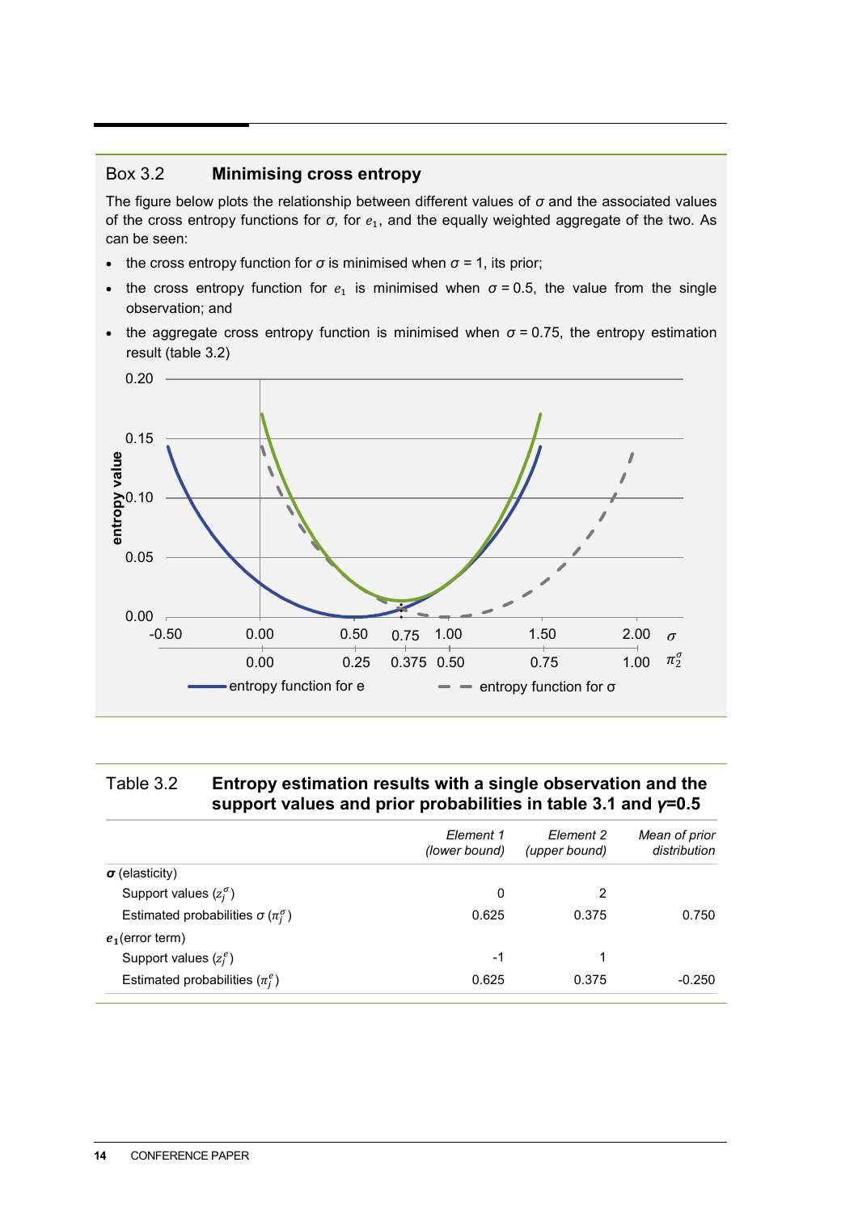## Box 3.2 Minimising cross entropy

The figure below plots the relationship between different values of $\sigma$ and the associated values of the cross entropy functions for $\sigma$, for $e_1$, and the equally weighted aggregate of the two. As can be seen:

- the cross entropy function for $\sigma$ is minimised when $\sigma$ = 1, its prior;
- the cross entropy function for $e_1$ is minimised when $\sigma$ = 0.5, the value from the single observation; and
- the aggregate cross entropy function is minimised when $\sigma$ = 0.75, the entropy estimation result (table 3.2)

entropy value

0.20
0.15
0.10
0.05
0.00

-0.50 0.00 0.50 0.75 1.00 1.50 2.00 $\sigma$

0.00 0.25 0.375 0.50 0.75 1.00 $\pi_2^{\sigma}$

entropy function for e — entropy function for σ

### Table 3.2 Entropy estimation results with a single observation and the support values and prior probabilities in table 3.1 and $\gamma$=0.5

| | *Element 1 (lower bound)* | *Element 2 (upper bound)* | *Mean of prior distribution* |
|---|---|---|---|
| $\boldsymbol{\sigma}$ (elasticity) | | | |
| Support values ($z_j^{\sigma}$) | 0 | 2 | |
| Estimated probabilities $\sigma$ ($\pi_j^{\sigma}$) | 0.625 | 0.375 | 0.750 |
| $\boldsymbol{e_1}$(error term) | | | |
| Support values ($z_j^{e}$) | -1 | 1 | |
| Estimated probabilities ($\pi_j^{e}$) | 0.625 | 0.375 | -0.250 |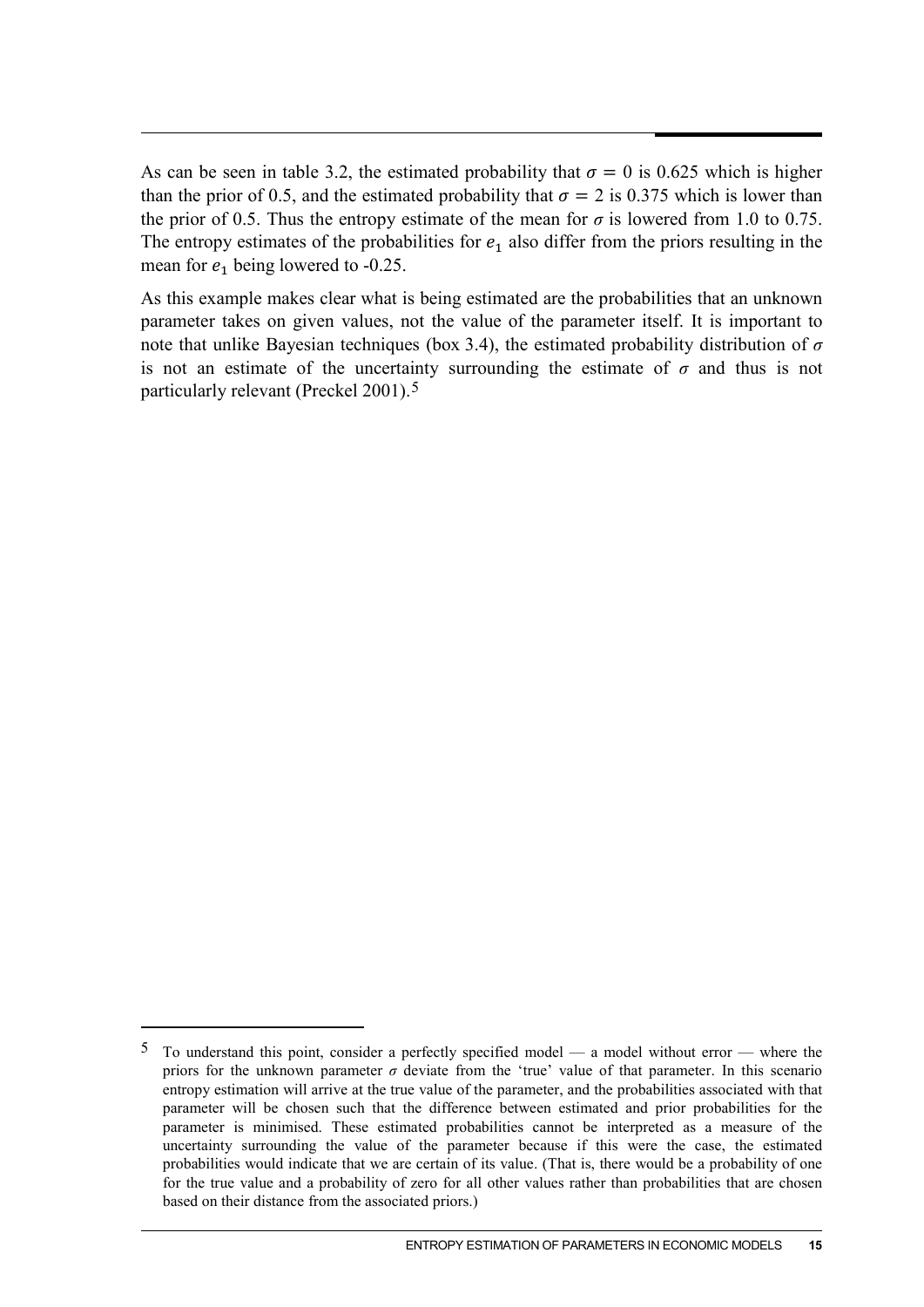As can be seen in table 3.2, the estimated probability that $\sigma = 0$ is 0.625 which is higher than the prior of 0.5, and the estimated probability that $\sigma = 2$ is 0.375 which is lower than the prior of 0.5. Thus the entropy estimate of the mean for $\sigma$ is lowered from 1.0 to 0.75. The entropy estimates of the probabilities for $e_1$ also differ from the priors resulting in the mean for $e_1$ being lowered to -0.25.

As this example makes clear what is being estimated are the probabilities that an unknown parameter takes on given values, not the value of the parameter itself. It is important to note that unlike Bayesian techniques (box 3.4), the estimated probability distribution of $\sigma$ is not an estimate of the uncertainty surrounding the estimate of $\sigma$ and thus is not particularly relevant (Preckel 2001).[5]

---

[5] To understand this point, consider a perfectly specified model — a model without error — where the priors for the unknown parameter $\sigma$ deviate from the 'true' value of that parameter. In this scenario entropy estimation will arrive at the true value of the parameter, and the probabilities associated with that parameter will be chosen such that the difference between estimated and prior probabilities for the parameter is minimised. These estimated probabilities cannot be interpreted as a measure of the uncertainty surrounding the value of the parameter because if this were the case, the estimated probabilities would indicate that we are certain of its value. (That is, there would be a probability of one for the true value and a probability of zero for all other values rather than probabilities that are chosen based on their distance from the associated priors.)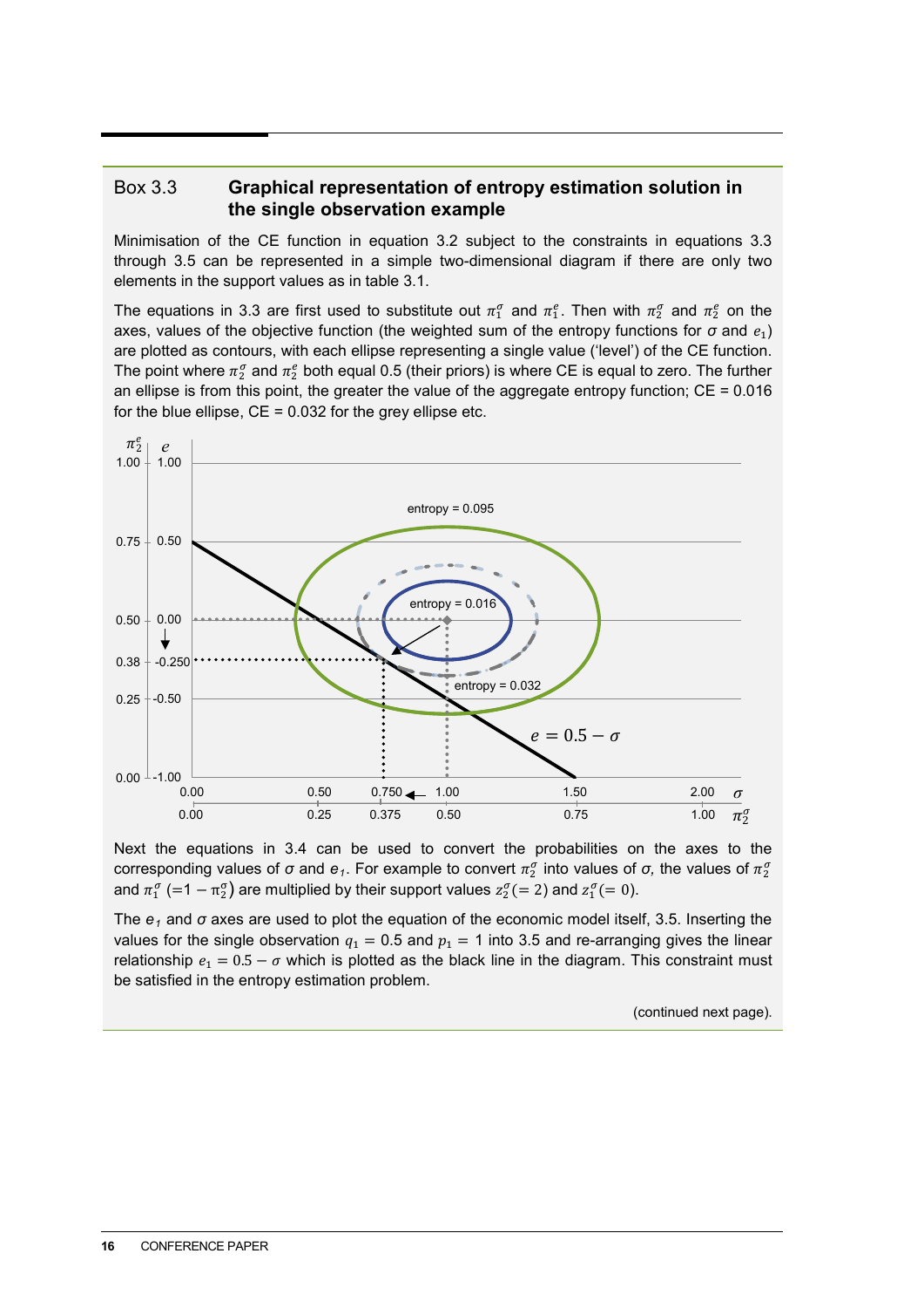## Box 3.3 Graphical representation of entropy estimation solution in the single observation example

Minimisation of the CE function in equation 3.2 subject to the constraints in equations 3.3 through 3.5 can be represented in a simple two-dimensional diagram if there are only two elements in the support values as in table 3.1.

The equations in 3.3 are first used to substitute out $\pi_1^\sigma$ and $\pi_1^e$. Then with $\pi_2^\sigma$ and $\pi_2^e$ on the axes, values of the objective function (the weighted sum of the entropy functions for $\sigma$ and $e_1$) are plotted as contours, with each ellipse representing a single value ('level') of the CE function. The point where $\pi_2^\sigma$ and $\pi_2^e$ both equal 0.5 (their priors) is where CE is equal to zero. The further an ellipse is from this point, the greater the value of the aggregate entropy function; CE = 0.016 for the blue ellipse, CE = 0.032 for the grey ellipse etc.

Next the equations in 3.4 can be used to convert the probabilities on the axes to the corresponding values of $\sigma$ and $e_1$. For example to convert $\pi_2^\sigma$ into values of $\sigma$, the values of $\pi_2^\sigma$ and $\pi_1^\sigma$ $(=1-\pi_2^\sigma)$ are multiplied by their support values $z_2^\sigma(=2)$ and $z_1^\sigma(=0)$.

The $e_1$ and $\sigma$ axes are used to plot the equation of the economic model itself, 3.5. Inserting the values for the single observation $q_1 = 0.5$ and $p_1 = 1$ into 3.5 and re-arranging gives the linear relationship $e_1 = 0.5 - \sigma$ which is plotted as the black line in the diagram. This constraint must be satisfied in the entropy estimation problem.

(continued next page).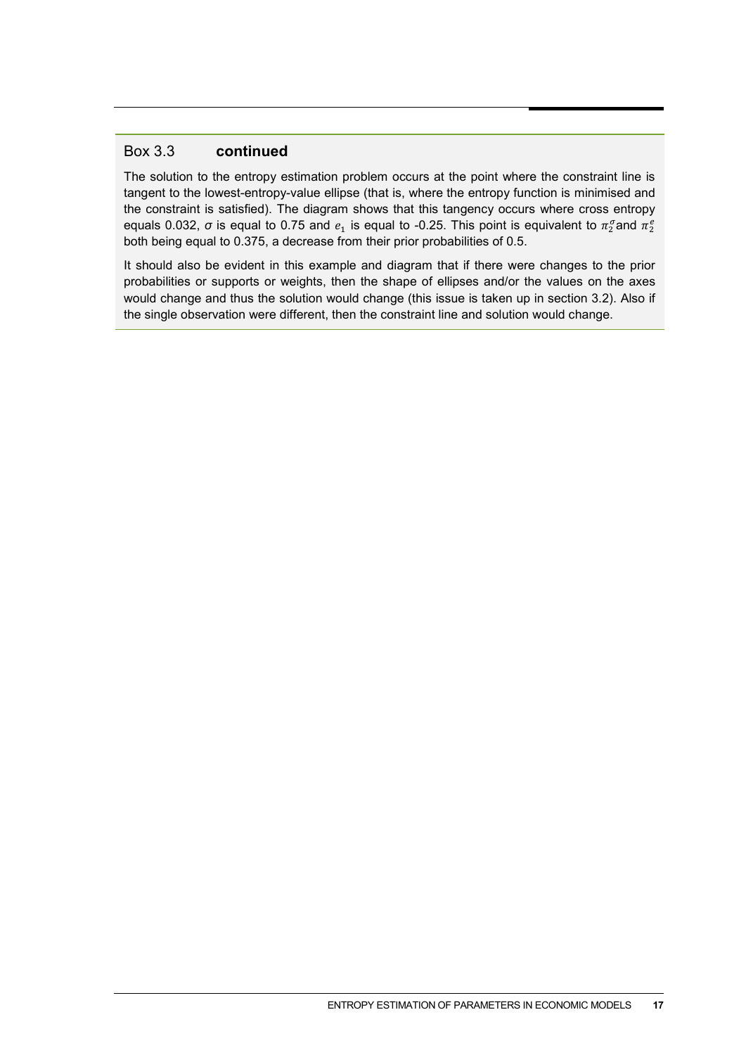## Box 3.3 **continued**

The solution to the entropy estimation problem occurs at the point where the constraint line is tangent to the lowest-entropy-value ellipse (that is, where the entropy function is minimised and the constraint is satisfied). The diagram shows that this tangency occurs where cross entropy equals 0.032, $\sigma$ is equal to 0.75 and $e_1$ is equal to -0.25. This point is equivalent to $\pi_2^{\sigma}$ and $\pi_2^{e}$ both being equal to 0.375, a decrease from their prior probabilities of 0.5.

It should also be evident in this example and diagram that if there were changes to the prior probabilities or supports or weights, then the shape of ellipses and/or the values on the axes would change and thus the solution would change (this issue is taken up in section 3.2). Also if the single observation were different, then the constraint line and solution would change.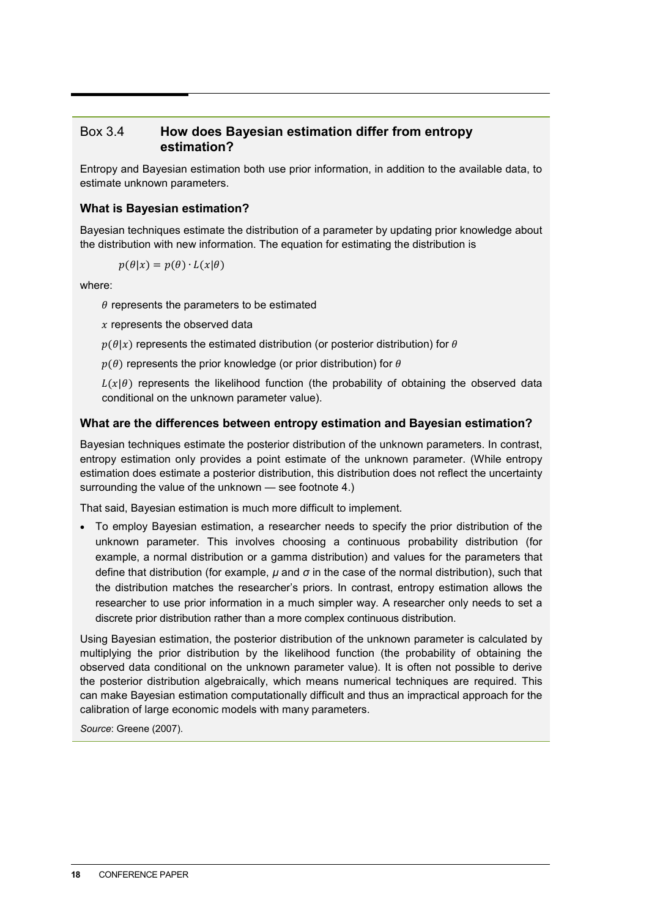## Box 3.4 How does Bayesian estimation differ from entropy estimation?

Entropy and Bayesian estimation both use prior information, in addition to the available data, to estimate unknown parameters.

### What is Bayesian estimation?

Bayesian techniques estimate the distribution of a parameter by updating prior knowledge about the distribution with new information. The equation for estimating the distribution is

$$p(\theta|x) = p(\theta) \cdot L(x|\theta)$$

where:

$\theta$ represents the parameters to be estimated

$x$ represents the observed data

$p(\theta|x)$ represents the estimated distribution (or posterior distribution) for $\theta$

$p(\theta)$ represents the prior knowledge (or prior distribution) for $\theta$

$L(x|\theta)$ represents the likelihood function (the probability of obtaining the observed data conditional on the unknown parameter value).

### What are the differences between entropy estimation and Bayesian estimation?

Bayesian techniques estimate the posterior distribution of the unknown parameters. In contrast, entropy estimation only provides a point estimate of the unknown parameter. (While entropy estimation does estimate a posterior distribution, this distribution does not reflect the uncertainty surrounding the value of the unknown — see footnote 4.)

That said, Bayesian estimation is much more difficult to implement.

- To employ Bayesian estimation, a researcher needs to specify the prior distribution of the unknown parameter. This involves choosing a continuous probability distribution (for example, a normal distribution or a gamma distribution) and values for the parameters that define that distribution (for example, $\mu$ and $\sigma$ in the case of the normal distribution), such that the distribution matches the researcher's priors. In contrast, entropy estimation allows the researcher to use prior information in a much simpler way. A researcher only needs to set a discrete prior distribution rather than a more complex continuous distribution.

Using Bayesian estimation, the posterior distribution of the unknown parameter is calculated by multiplying the prior distribution by the likelihood function (the probability of obtaining the observed data conditional on the unknown parameter value). It is often not possible to derive the posterior distribution algebraically, which means numerical techniques are required. This can make Bayesian estimation computationally difficult and thus an impractical approach for the calibration of large economic models with many parameters.

*Source*: Greene (2007).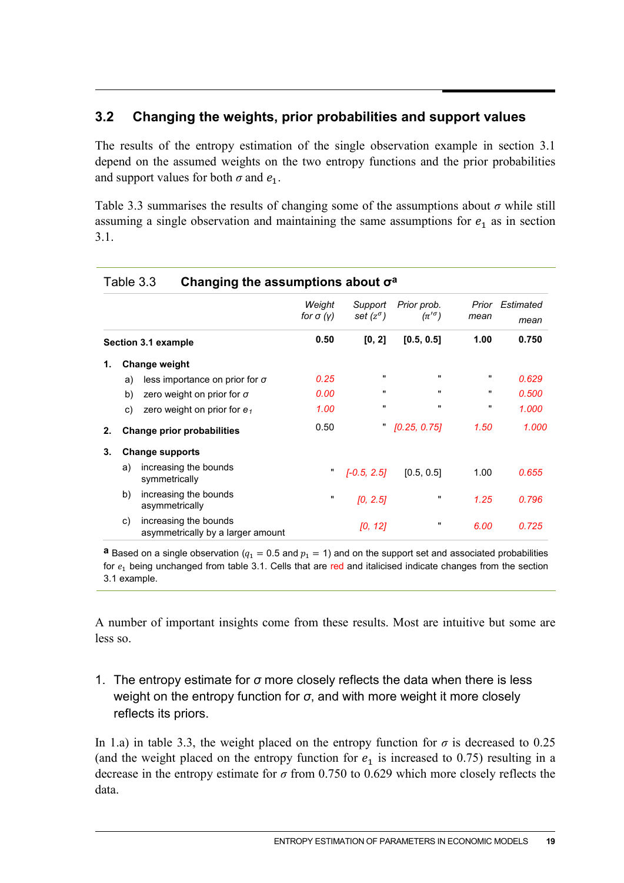## 3.2 Changing the weights, prior probabilities and support values

The results of the entropy estimation of the single observation example in section 3.1 depend on the assumed weights on the two entropy functions and the prior probabilities and support values for both $\sigma$ and $e_1$.

Table 3.3 summarises the results of changing some of the assumptions about $\sigma$ while still assuming a single observation and maintaining the same assumptions for $e_1$ as in section 3.1.

**Table 3.3 Changing the assumptions about $\sigma$[a]**

| | *Weight for $\sigma$ ($\gamma$)* | *Support set ($z^{\sigma}$)* | *Prior prob. ($\pi'^{\sigma}$)* | *Prior mean* | *Estimated mean* |
|---|---|---|---|---|---|
| **Section 3.1 example** | **0.50** | **[0, 2]** | **[0.5, 0.5]** | **1.00** | **0.750** |
| **1. Change weight** | | | | | |
| a) less importance on prior for $\sigma$ | *0.25* | " | " | " | *0.629* |
| b) zero weight on prior for $\sigma$ | *0.00* | " | " | " | *0.500* |
| c) zero weight on prior for $e_1$ | *1.00* | " | " | " | *1.000* |
| **2. Change prior probabilities** | 0.50 | " | *[0.25, 0.75]* | *1.50* | *1.000* |
| **3. Change supports** | | | | | |
| a) increasing the bounds symmetrically | " | *[-0.5, 2.5]* | [0.5, 0.5] | 1.00 | *0.655* |
| b) increasing the bounds asymmetrically | " | *[0, 2.5]* | " | *1.25* | *0.796* |
| c) increasing the bounds asymmetrically by a larger amount | | *[0, 12]* | " | *6.00* | *0.725* |

[a] Based on a single observation ($q_1 = 0.5$ and $p_1 = 1$) and on the support set and associated probabilities for $e_1$ being unchanged from table 3.1. Cells that are red and italicised indicate changes from the section 3.1 example.

A number of important insights come from these results. Most are intuitive but some are less so.

1. The entropy estimate for $\sigma$ more closely reflects the data when there is less weight on the entropy function for $\sigma$, and with more weight it more closely reflects its priors.

In 1.a) in table 3.3, the weight placed on the entropy function for $\sigma$ is decreased to 0.25 (and the weight placed on the entropy function for $e_1$ is increased to 0.75) resulting in a decrease in the entropy estimate for $\sigma$ from 0.750 to 0.629 which more closely reflects the data.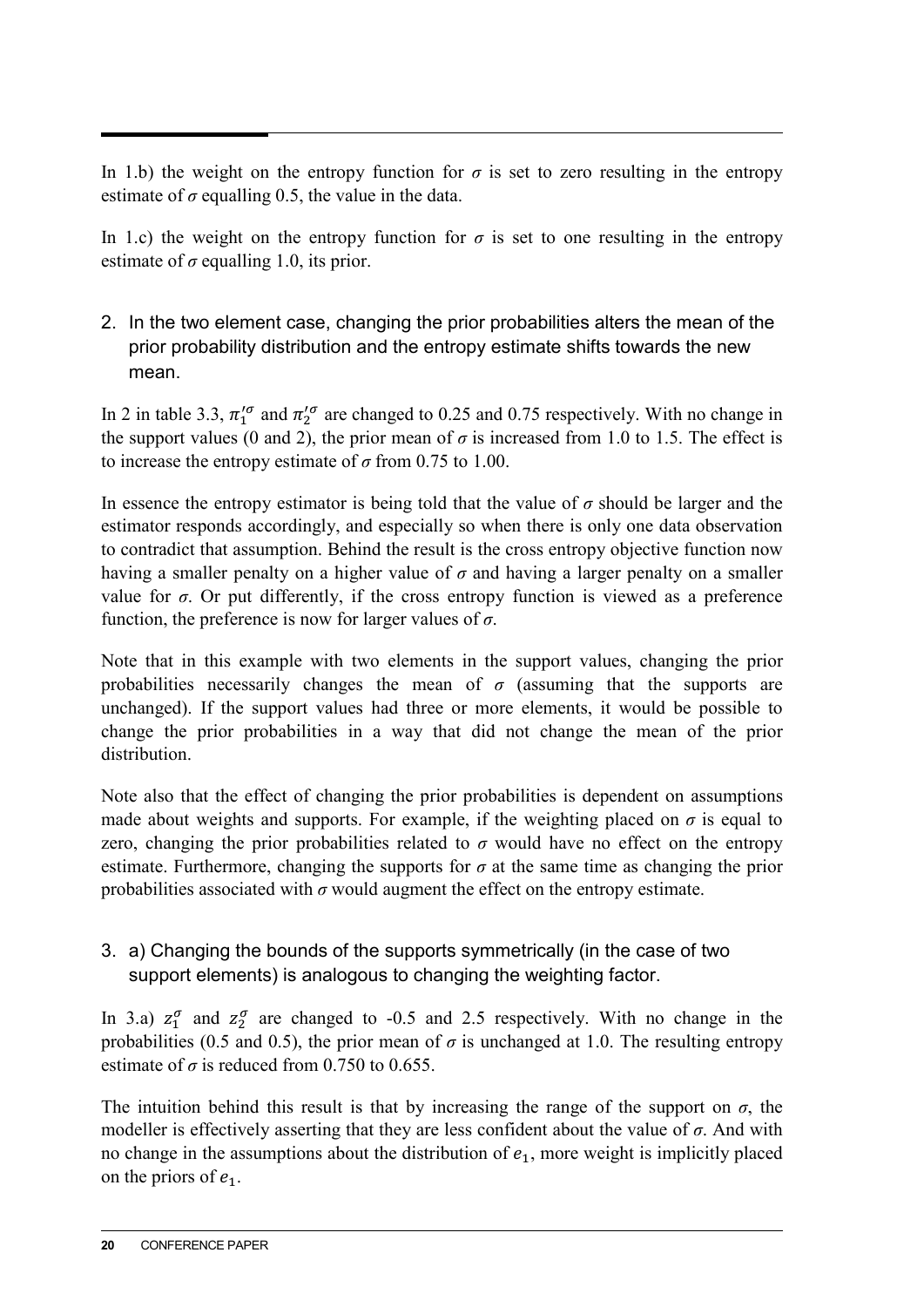In 1.b) the weight on the entropy function for $\sigma$ is set to zero resulting in the entropy estimate of $\sigma$ equalling 0.5, the value in the data.

In 1.c) the weight on the entropy function for $\sigma$ is set to one resulting in the entropy estimate of $\sigma$ equalling 1.0, its prior.

2. In the two element case, changing the prior probabilities alters the mean of the prior probability distribution and the entropy estimate shifts towards the new mean.

In 2 in table 3.3, $\pi_1'^{\sigma}$ and $\pi_2'^{\sigma}$ are changed to 0.25 and 0.75 respectively. With no change in the support values (0 and 2), the prior mean of $\sigma$ is increased from 1.0 to 1.5. The effect is to increase the entropy estimate of $\sigma$ from 0.75 to 1.00.

In essence the entropy estimator is being told that the value of $\sigma$ should be larger and the estimator responds accordingly, and especially so when there is only one data observation to contradict that assumption. Behind the result is the cross entropy objective function now having a smaller penalty on a higher value of $\sigma$ and having a larger penalty on a smaller value for $\sigma$. Or put differently, if the cross entropy function is viewed as a preference function, the preference is now for larger values of $\sigma$.

Note that in this example with two elements in the support values, changing the prior probabilities necessarily changes the mean of $\sigma$ (assuming that the supports are unchanged). If the support values had three or more elements, it would be possible to change the prior probabilities in a way that did not change the mean of the prior distribution.

Note also that the effect of changing the prior probabilities is dependent on assumptions made about weights and supports. For example, if the weighting placed on $\sigma$ is equal to zero, changing the prior probabilities related to $\sigma$ would have no effect on the entropy estimate. Furthermore, changing the supports for $\sigma$ at the same time as changing the prior probabilities associated with $\sigma$ would augment the effect on the entropy estimate.

3. a) Changing the bounds of the supports symmetrically (in the case of two support elements) is analogous to changing the weighting factor.

In 3.a) $z_1^{\sigma}$ and $z_2^{\sigma}$ are changed to -0.5 and 2.5 respectively. With no change in the probabilities (0.5 and 0.5), the prior mean of $\sigma$ is unchanged at 1.0. The resulting entropy estimate of $\sigma$ is reduced from 0.750 to 0.655.

The intuition behind this result is that by increasing the range of the support on $\sigma$, the modeller is effectively asserting that they are less confident about the value of $\sigma$. And with no change in the assumptions about the distribution of $e_1$, more weight is implicitly placed on the priors of $e_1$.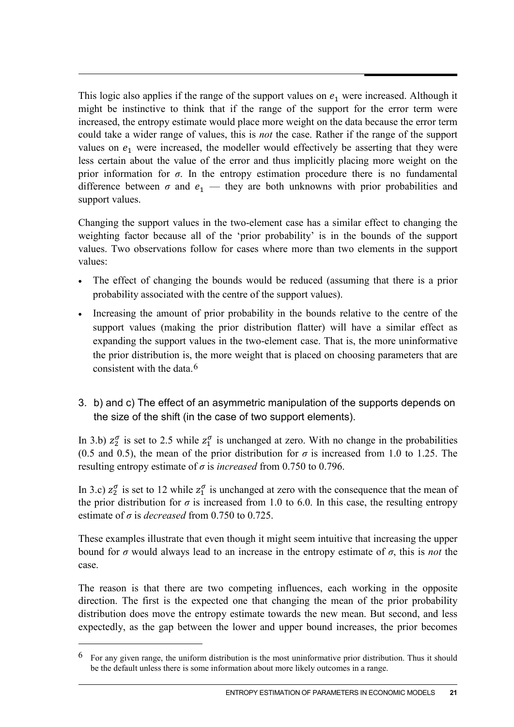This logic also applies if the range of the support values on $e_1$ were increased. Although it might be instinctive to think that if the range of the support for the error term were increased, the entropy estimate would place more weight on the data because the error term could take a wider range of values, this is *not* the case. Rather if the range of the support values on $e_1$ were increased, the modeller would effectively be asserting that they were less certain about the value of the error and thus implicitly placing more weight on the prior information for $\sigma$. In the entropy estimation procedure there is no fundamental difference between $\sigma$ and $e_1$ — they are both unknowns with prior probabilities and support values.

Changing the support values in the two-element case has a similar effect to changing the weighting factor because all of the 'prior probability' is in the bounds of the support values. Two observations follow for cases where more than two elements in the support values:

- The effect of changing the bounds would be reduced (assuming that there is a prior probability associated with the centre of the support values).
- Increasing the amount of prior probability in the bounds relative to the centre of the support values (making the prior distribution flatter) will have a similar effect as expanding the support values in the two-element case. That is, the more uninformative the prior distribution is, the more weight that is placed on choosing parameters that are consistent with the data.[6]

### 3. b) and c) The effect of an asymmetric manipulation of the supports depends on the size of the shift (in the case of two support elements).

In 3.b) $z_2^{\sigma}$ is set to 2.5 while $z_1^{\sigma}$ is unchanged at zero. With no change in the probabilities (0.5 and 0.5), the mean of the prior distribution for $\sigma$ is increased from 1.0 to 1.25. The resulting entropy estimate of $\sigma$ is *increased* from 0.750 to 0.796.

In 3.c) $z_2^{\sigma}$ is set to 12 while $z_1^{\sigma}$ is unchanged at zero with the consequence that the mean of the prior distribution for $\sigma$ is increased from 1.0 to 6.0. In this case, the resulting entropy estimate of $\sigma$ is *decreased* from 0.750 to 0.725.

These examples illustrate that even though it might seem intuitive that increasing the upper bound for $\sigma$ would always lead to an increase in the entropy estimate of $\sigma$, this is *not* the case.

The reason is that there are two competing influences, each working in the opposite direction. The first is the expected one that changing the mean of the prior probability distribution does move the entropy estimate towards the new mean. But second, and less expectedly, as the gap between the lower and upper bound increases, the prior becomes

---

[6] For any given range, the uniform distribution is the most uninformative prior distribution. Thus it should be the default unless there is some information about more likely outcomes in a range.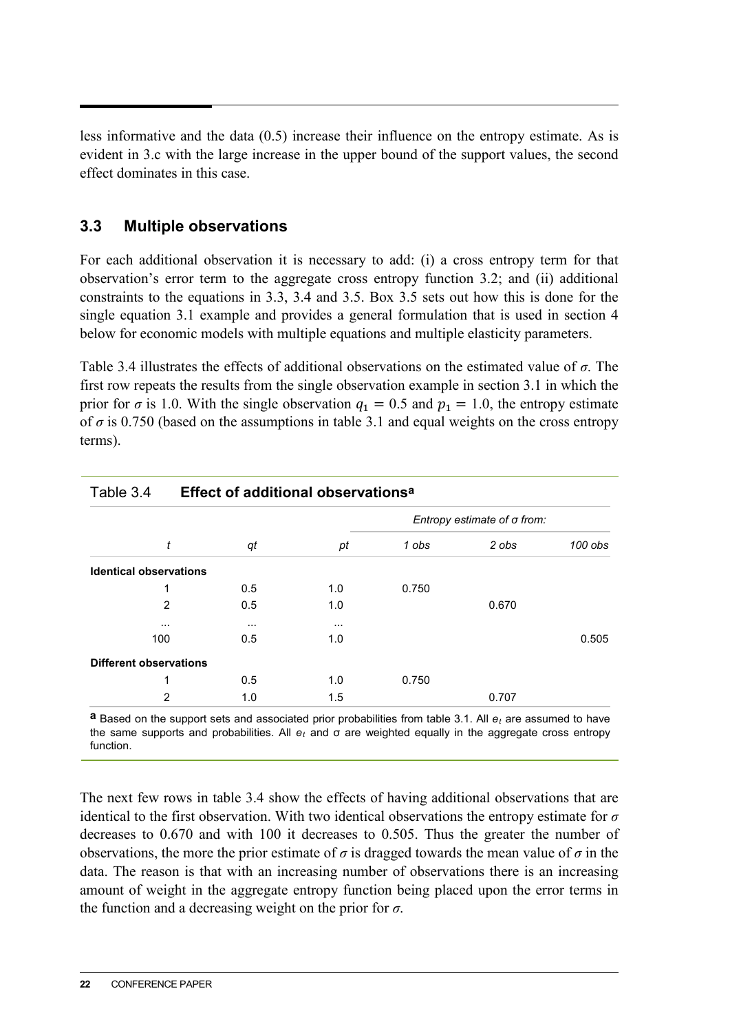less informative and the data (0.5) increase their influence on the entropy estimate. As is evident in 3.c with the large increase in the upper bound of the support values, the second effect dominates in this case.

## 3.3 Multiple observations

For each additional observation it is necessary to add: (i) a cross entropy term for that observation's error term to the aggregate cross entropy function 3.2; and (ii) additional constraints to the equations in 3.3, 3.4 and 3.5. Box 3.5 sets out how this is done for the single equation 3.1 example and provides a general formulation that is used in section 4 below for economic models with multiple equations and multiple elasticity parameters.

Table 3.4 illustrates the effects of additional observations on the estimated value of $\sigma$. The first row repeats the results from the single observation example in section 3.1 in which the prior for $\sigma$ is 1.0. With the single observation $q_1 = 0.5$ and $p_1 = 1.0$, the entropy estimate of $\sigma$ is 0.750 (based on the assumptions in table 3.1 and equal weights on the cross entropy terms).

Table 3.4 **Effect of additional observations**[a]

| | | | *Entropy estimate of σ from:* | | |
|---|---|---|---|---|---|
| *t* | *qt* | *pt* | *1 obs* | *2 obs* | *100 obs* |
| **Identical observations** | | | | | |
| 1 | 0.5 | 1.0 | 0.750 | | |
| 2 | 0.5 | 1.0 | | 0.670 | |
| ... | ... | ... | | | |
| 100 | 0.5 | 1.0 | | | 0.505 |
| **Different observations** | | | | | |
| 1 | 0.5 | 1.0 | 0.750 | | |
| 2 | 1.0 | 1.5 | | 0.707 | |

**a** Based on the support sets and associated prior probabilities from table 3.1. All $e_t$ are assumed to have the same supports and probabilities. All $e_t$ and σ are weighted equally in the aggregate cross entropy function.

The next few rows in table 3.4 show the effects of having additional observations that are identical to the first observation. With two identical observations the entropy estimate for $\sigma$ decreases to 0.670 and with 100 it decreases to 0.505. Thus the greater the number of observations, the more the prior estimate of $\sigma$ is dragged towards the mean value of $\sigma$ in the data. The reason is that with an increasing number of observations there is an increasing amount of weight in the aggregate entropy function being placed upon the error terms in the function and a decreasing weight on the prior for $\sigma$.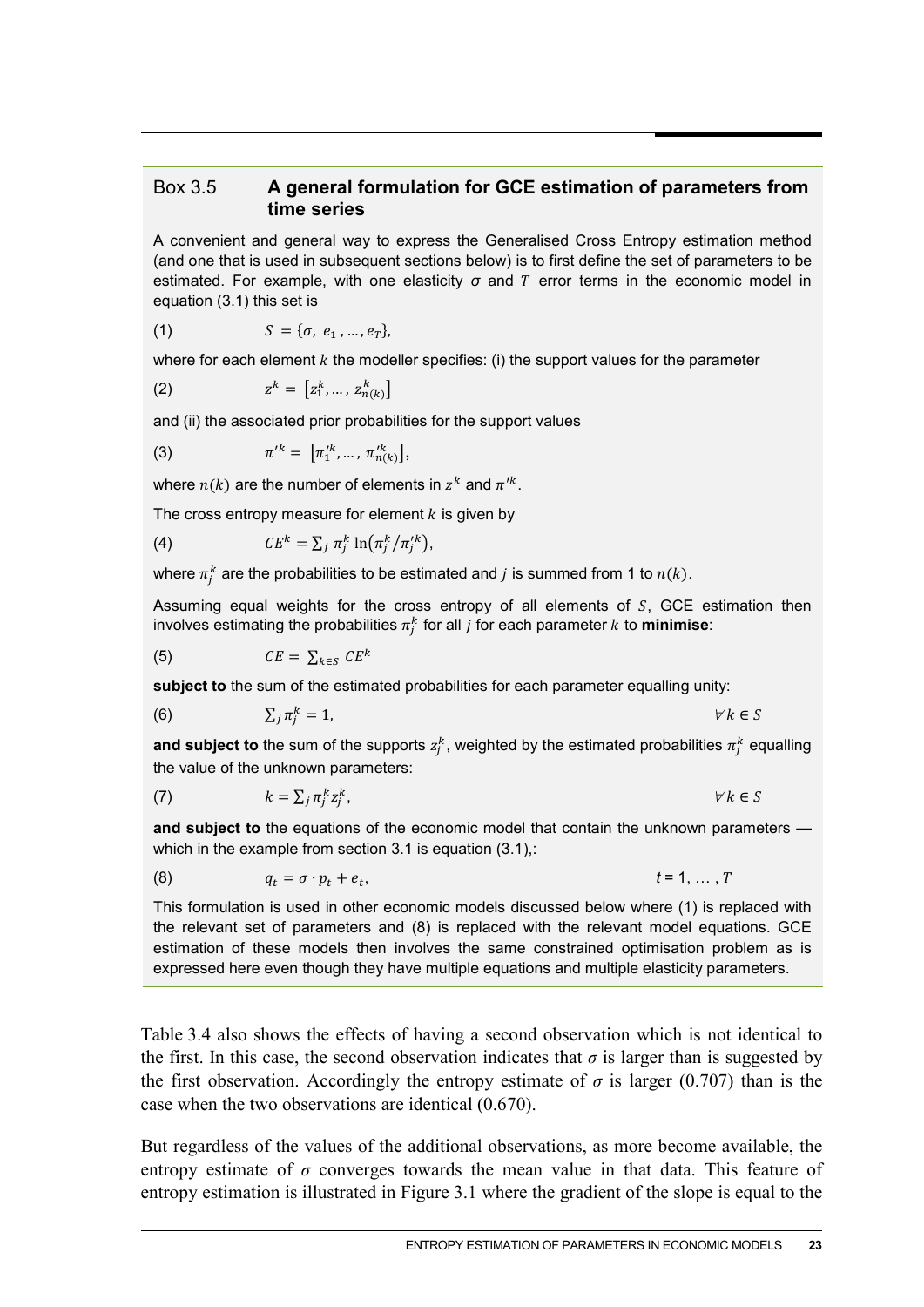### Box 3.5 A general formulation for GCE estimation of parameters from time series

A convenient and general way to express the Generalised Cross Entropy estimation method (and one that is used in subsequent sections below) is to first define the set of parameters to be estimated. For example, with one elasticity $\sigma$ and $T$ error terms in the economic model in equation (3.1) this set is

$$(1) \qquad S = \{\sigma,\ e_1, \ldots, e_T\},$$

where for each element $k$ the modeller specifies: (i) the support values for the parameter

$$(2) \qquad z^k = \left[z_1^k, \ldots, z_{n(k)}^k\right]$$

and (ii) the associated prior probabilities for the support values

$$(3) \qquad \pi'^k = \left[\pi_1'^k, \ldots, \pi_{n(k)}'^k\right],$$

where $n(k)$ are the number of elements in $z^k$ and $\pi'^k$.

The cross entropy measure for element $k$ is given by

$$(4) \qquad CE^k = \sum_j \pi_j^k \ln\left(\pi_j^k / \pi_j'^k\right),$$

where $\pi_j^k$ are the probabilities to be estimated and $j$ is summed from 1 to $n(k)$.

Assuming equal weights for the cross entropy of all elements of $S$, GCE estimation then involves estimating the probabilities $\pi_j^k$ for all $j$ for each parameter $k$ to **minimise**:

$$(5) \qquad CE = \sum_{k \in S} CE^k$$

**subject to** the sum of the estimated probabilities for each parameter equalling unity:

$$(6) \qquad \sum_j \pi_j^k = 1, \qquad \forall k \in S$$

**and subject to** the sum of the supports $z_j^k$, weighted by the estimated probabilities $\pi_j^k$ equalling the value of the unknown parameters:

$$(7) \qquad k = \sum_j \pi_j^k z_j^k, \qquad \forall k \in S$$

**and subject to** the equations of the economic model that contain the unknown parameters — which in the example from section 3.1 is equation (3.1),:

$$(8) \qquad q_t = \sigma \cdot p_t + e_t, \qquad t = 1, \ldots, T$$

This formulation is used in other economic models discussed below where (1) is replaced with the relevant set of parameters and (8) is replaced with the relevant model equations. GCE estimation of these models then involves the same constrained optimisation problem as is expressed here even though they have multiple equations and multiple elasticity parameters.

---

Table 3.4 also shows the effects of having a second observation which is not identical to the first. In this case, the second observation indicates that $\sigma$ is larger than is suggested by the first observation. Accordingly the entropy estimate of $\sigma$ is larger (0.707) than is the case when the two observations are identical (0.670).

But regardless of the values of the additional observations, as more become available, the entropy estimate of $\sigma$ converges towards the mean value in that data. This feature of entropy estimation is illustrated in Figure 3.1 where the gradient of the slope is equal to the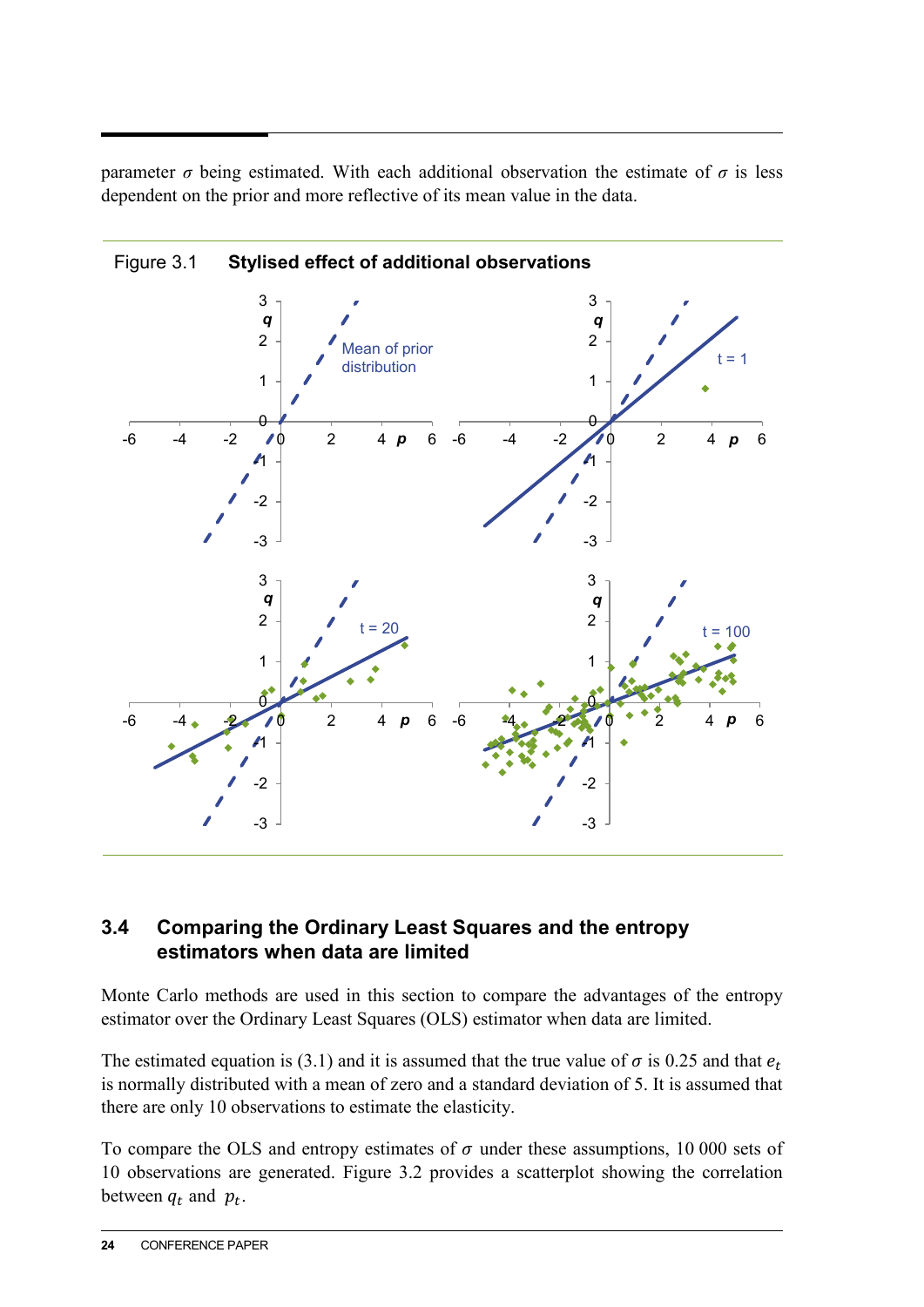parameter $\sigma$ being estimated. With each additional observation the estimate of $\sigma$ is less dependent on the prior and more reflective of its mean value in the data.

Figure 3.1 **Stylised effect of additional observations**

## 3.4 Comparing the Ordinary Least Squares and the entropy estimators when data are limited

Monte Carlo methods are used in this section to compare the advantages of the entropy estimator over the Ordinary Least Squares (OLS) estimator when data are limited.

The estimated equation is (3.1) and it is assumed that the true value of $\sigma$ is 0.25 and that $e_t$ is normally distributed with a mean of zero and a standard deviation of 5. It is assumed that there are only 10 observations to estimate the elasticity.

To compare the OLS and entropy estimates of $\sigma$ under these assumptions, 10 000 sets of 10 observations are generated. Figure 3.2 provides a scatterplot showing the correlation between $q_t$ and $p_t$.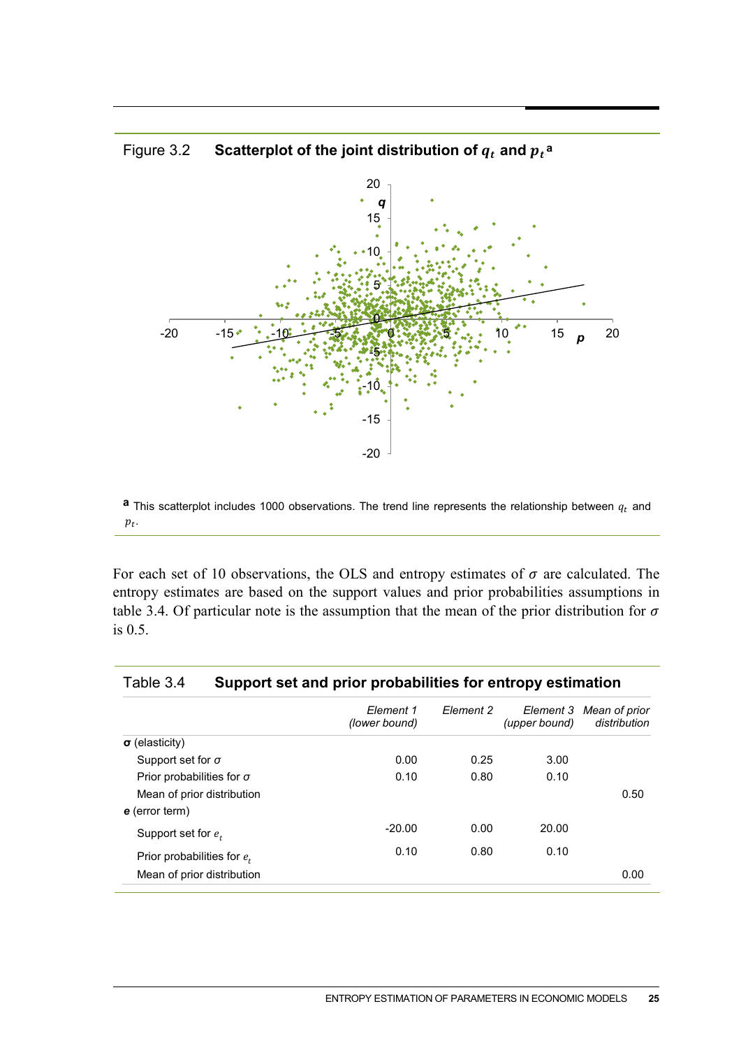Figure 3.2 **Scatterplot of the joint distribution of $q_t$ and $p_t$**[a]

[a] This scatterplot includes 1000 observations. The trend line represents the relationship between $q_t$ and $p_t$.

For each set of 10 observations, the OLS and entropy estimates of $\sigma$ are calculated. The entropy estimates are based on the support values and prior probabilities assumptions in table 3.4. Of particular note is the assumption that the mean of the prior distribution for $\sigma$ is 0.5.

Table 3.4 **Support set and prior probabilities for entropy estimation**

| | *Element 1 (lower bound)* | *Element 2* | *Element 3 (upper bound)* | *Mean of prior distribution* |
|---|---|---|---|---|
| **$\sigma$** (elasticity) | | | | |
| Support set for $\sigma$ | 0.00 | 0.25 | 3.00 | |
| Prior probabilities for $\sigma$ | 0.10 | 0.80 | 0.10 | |
| Mean of prior distribution | | | | 0.50 |
| ***e*** (error term) | | | | |
| Support set for $e_t$ | -20.00 | 0.00 | 20.00 | |
| Prior probabilities for $e_t$ | 0.10 | 0.80 | 0.10 | |
| Mean of prior distribution | | | | 0.00 |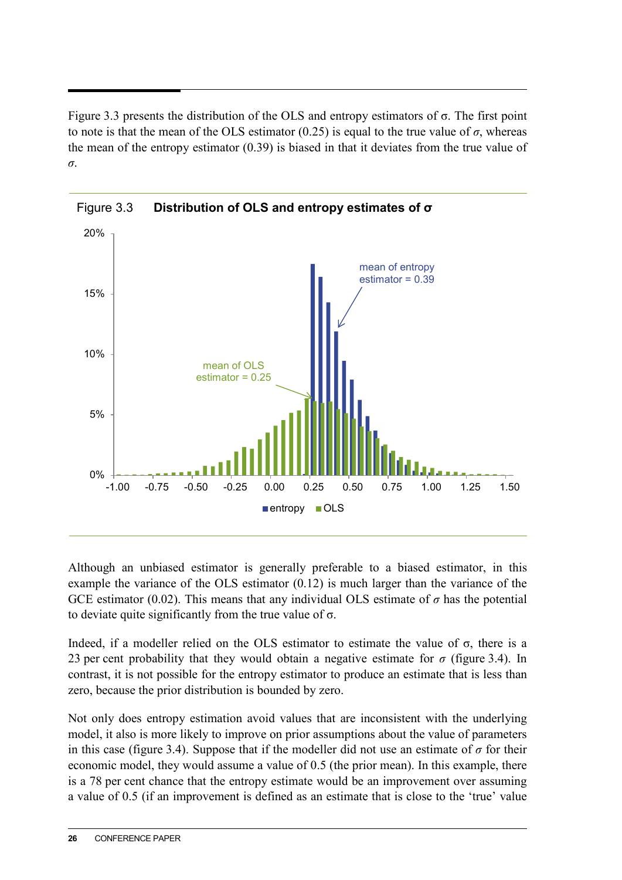Figure 3.3 presents the distribution of the OLS and entropy estimators of σ. The first point to note is that the mean of the OLS estimator (0.25) is equal to the true value of $\sigma$, whereas the mean of the entropy estimator (0.39) is biased in that it deviates from the true value of $\sigma$.

Figure 3.3 **Distribution of OLS and entropy estimates of σ**

Although an unbiased estimator is generally preferable to a biased estimator, in this example the variance of the OLS estimator (0.12) is much larger than the variance of the GCE estimator (0.02). This means that any individual OLS estimate of $\sigma$ has the potential to deviate quite significantly from the true value of σ.

Indeed, if a modeller relied on the OLS estimator to estimate the value of σ, there is a 23 per cent probability that they would obtain a negative estimate for $\sigma$ (figure 3.4). In contrast, it is not possible for the entropy estimator to produce an estimate that is less than zero, because the prior distribution is bounded by zero.

Not only does entropy estimation avoid values that are inconsistent with the underlying model, it also is more likely to improve on prior assumptions about the value of parameters in this case (figure 3.4). Suppose that if the modeller did not use an estimate of $\sigma$ for their economic model, they would assume a value of 0.5 (the prior mean). In this example, there is a 78 per cent chance that the entropy estimate would be an improvement over assuming a value of 0.5 (if an improvement is defined as an estimate that is close to the 'true' value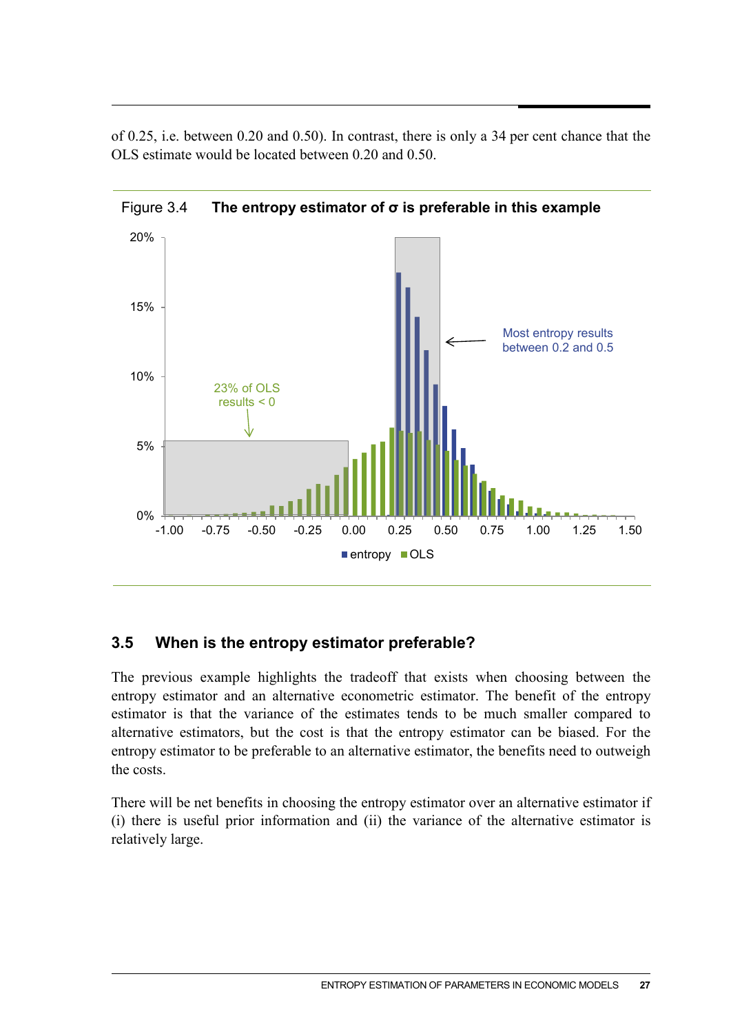of 0.25, i.e. between 0.20 and 0.50). In contrast, there is only a 34 per cent chance that the OLS estimate would be located between 0.20 and 0.50.

Figure 3.4 **The entropy estimator of σ is preferable in this example**

## 3.5 When is the entropy estimator preferable?

The previous example highlights the tradeoff that exists when choosing between the entropy estimator and an alternative econometric estimator. The benefit of the entropy estimator is that the variance of the estimates tends to be much smaller compared to alternative estimators, but the cost is that the entropy estimator can be biased. For the entropy estimator to be preferable to an alternative estimator, the benefits need to outweigh the costs.

There will be net benefits in choosing the entropy estimator over an alternative estimator if (i) there is useful prior information and (ii) the variance of the alternative estimator is relatively large.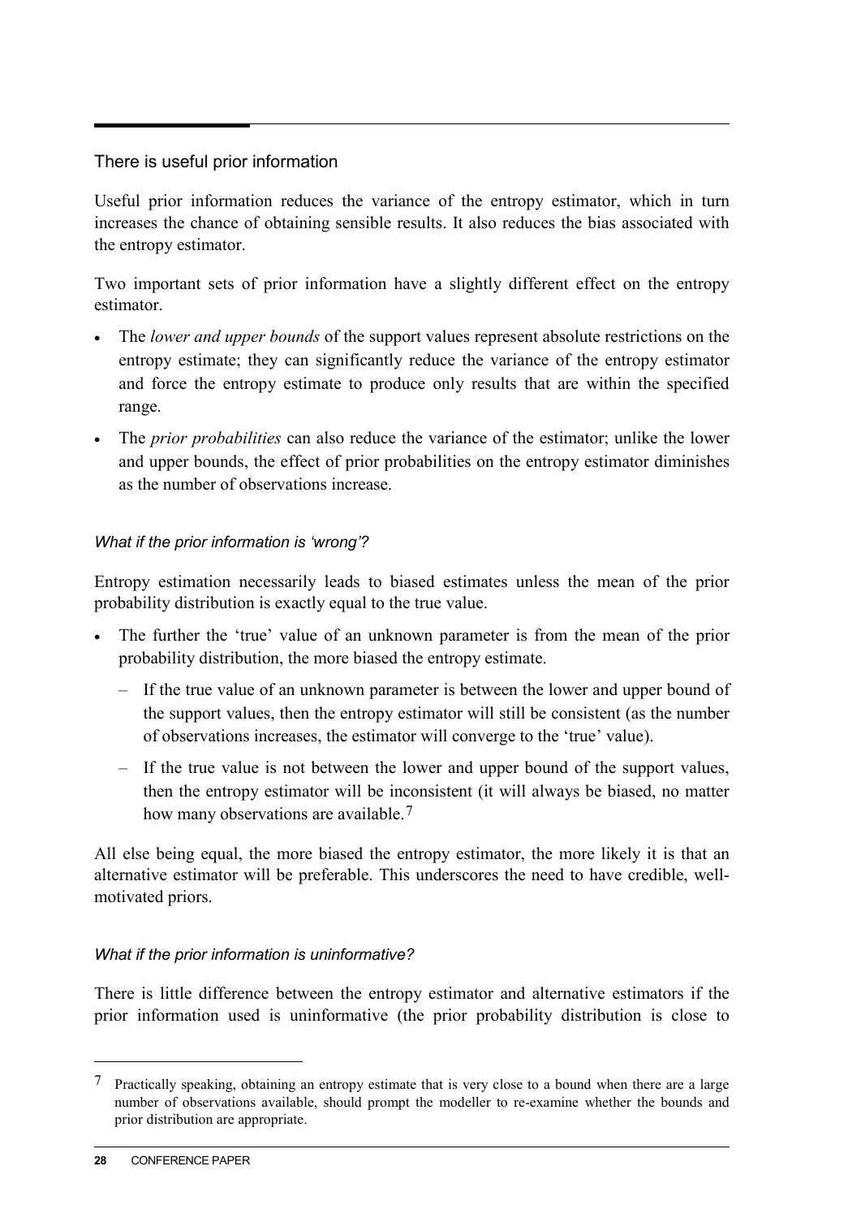## There is useful prior information

Useful prior information reduces the variance of the entropy estimator, which in turn increases the chance of obtaining sensible results. It also reduces the bias associated with the entropy estimator.

Two important sets of prior information have a slightly different effect on the entropy estimator.

- The *lower and upper bounds* of the support values represent absolute restrictions on the entropy estimate; they can significantly reduce the variance of the entropy estimator and force the entropy estimate to produce only results that are within the specified range.
- The *prior probabilities* can also reduce the variance of the estimator; unlike the lower and upper bounds, the effect of prior probabilities on the entropy estimator diminishes as the number of observations increase.

### *What if the prior information is 'wrong'?*

Entropy estimation necessarily leads to biased estimates unless the mean of the prior probability distribution is exactly equal to the true value.

- The further the 'true' value of an unknown parameter is from the mean of the prior probability distribution, the more biased the entropy estimate.
  - If the true value of an unknown parameter is between the lower and upper bound of the support values, then the entropy estimator will still be consistent (as the number of observations increases, the estimator will converge to the 'true' value).
  - If the true value is not between the lower and upper bound of the support values, then the entropy estimator will be inconsistent (it will always be biased, no matter how many observations are available.[7]

All else being equal, the more biased the entropy estimator, the more likely it is that an alternative estimator will be preferable. This underscores the need to have credible, well-motivated priors.

### *What if the prior information is uninformative?*

There is little difference between the entropy estimator and alternative estimators if the prior information used is uninformative (the prior probability distribution is close to

---

[7] Practically speaking, obtaining an entropy estimate that is very close to a bound when there are a large number of observations available, should prompt the modeller to re-examine whether the bounds and prior distribution are appropriate.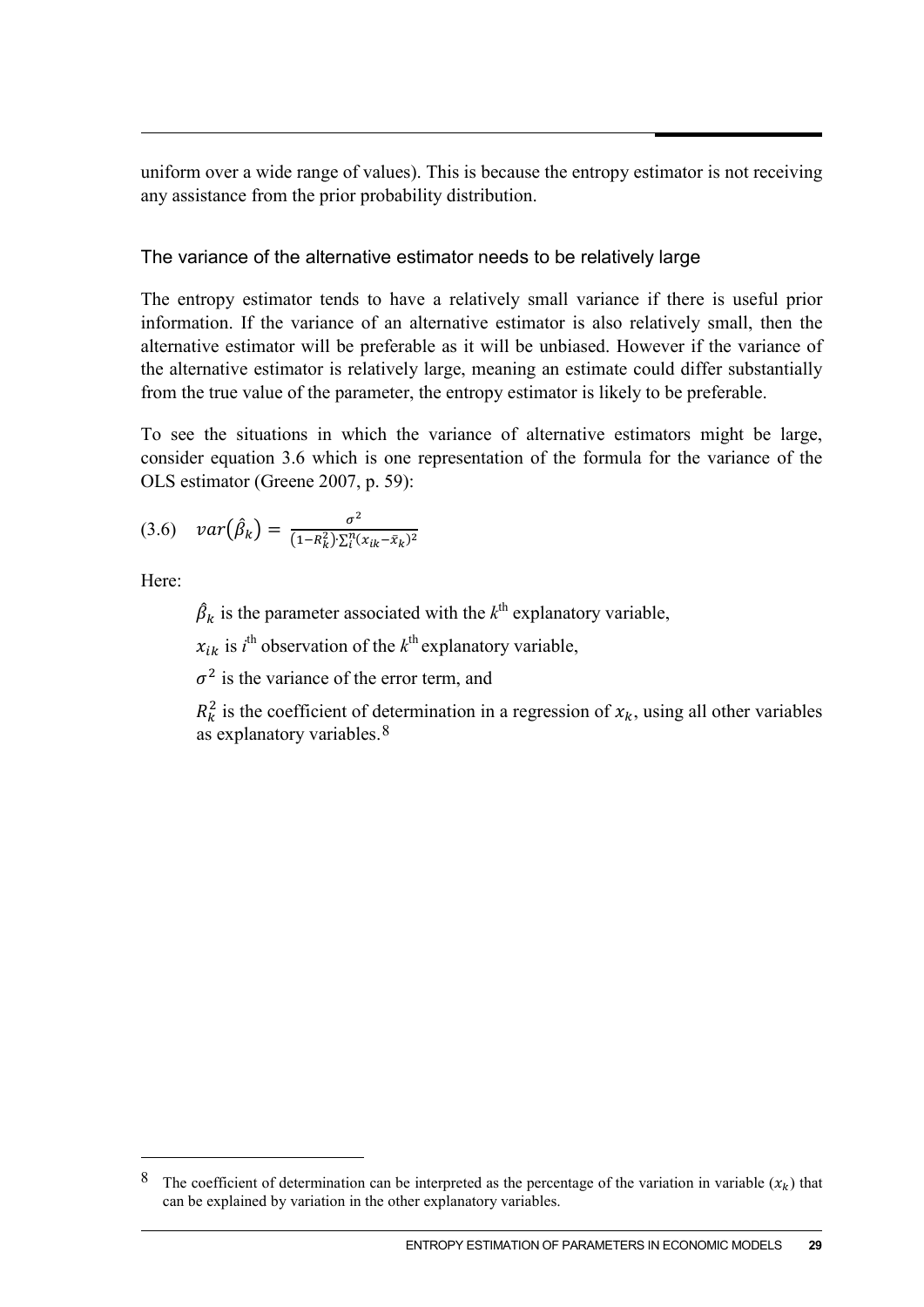uniform over a wide range of values). This is because the entropy estimator is not receiving any assistance from the prior probability distribution.

### The variance of the alternative estimator needs to be relatively large

The entropy estimator tends to have a relatively small variance if there is useful prior information. If the variance of an alternative estimator is also relatively small, then the alternative estimator will be preferable as it will be unbiased. However if the variance of the alternative estimator is relatively large, meaning an estimate could differ substantially from the true value of the parameter, the entropy estimator is likely to be preferable.

To see the situations in which the variance of alternative estimators might be large, consider equation 3.6 which is one representation of the formula for the variance of the OLS estimator (Greene 2007, p. 59):

$$(3.6) \quad var(\hat{\beta}_k) = \frac{\sigma^2}{(1-R_k^2)\cdot\sum_i^n (x_{ik}-\bar{x}_k)^2}$$

Here:

$\hat{\beta}_k$ is the parameter associated with the $k^{th}$ explanatory variable,

$x_{ik}$ is $i^{th}$ observation of the $k^{th}$ explanatory variable,

$\sigma^2$ is the variance of the error term, and

$R_k^2$ is the coefficient of determination in a regression of $x_k$, using all other variables as explanatory variables.[8]

[8] The coefficient of determination can be interpreted as the percentage of the variation in variable ($x_k$) that can be explained by variation in the other explanatory variables.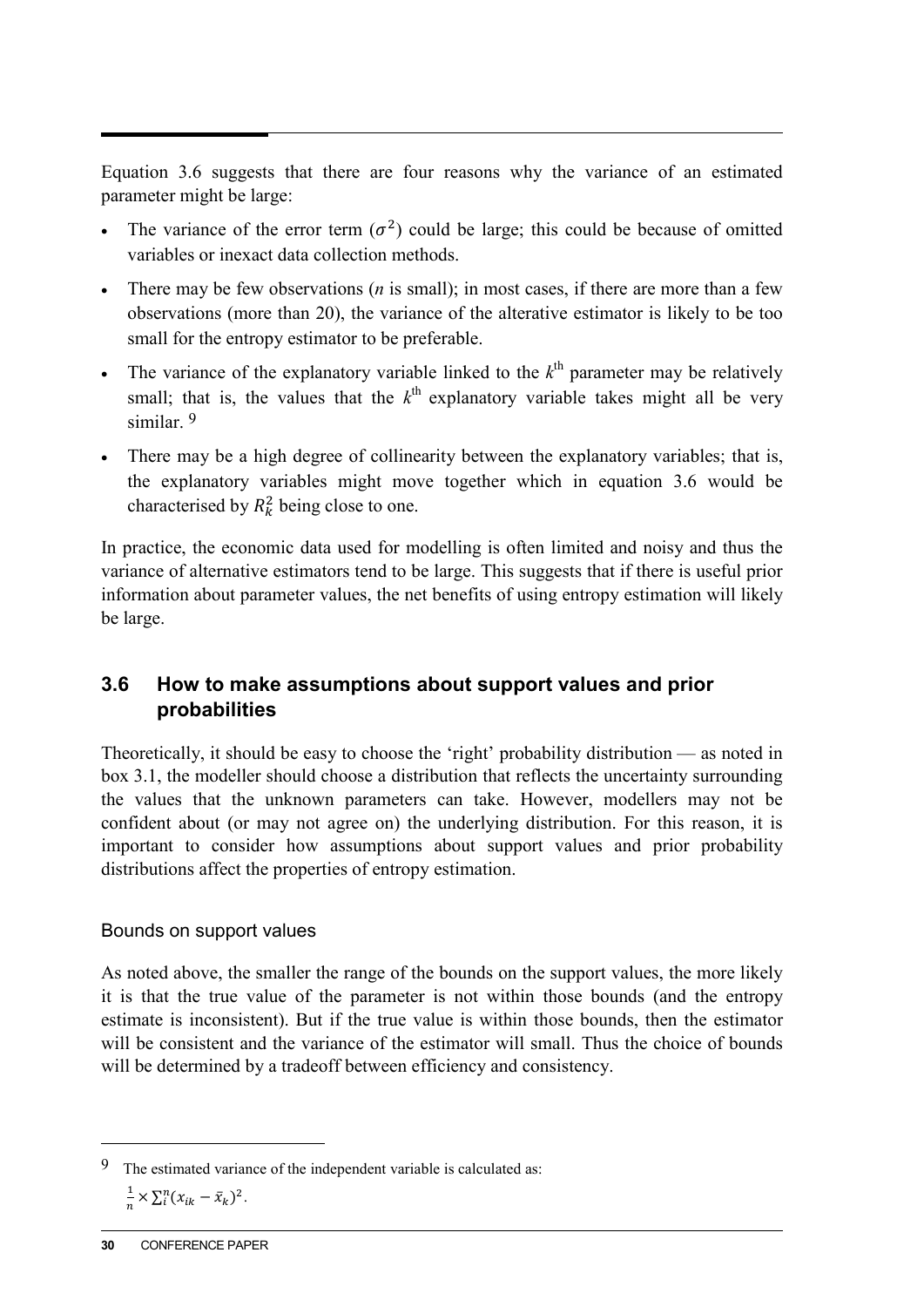Equation 3.6 suggests that there are four reasons why the variance of an estimated parameter might be large:

- The variance of the error term ($\sigma^2$) could be large; this could be because of omitted variables or inexact data collection methods.
- There may be few observations ($n$ is small); in most cases, if there are more than a few observations (more than 20), the variance of the alterative estimator is likely to be too small for the entropy estimator to be preferable.
- The variance of the explanatory variable linked to the $k^{\text{th}}$ parameter may be relatively small; that is, the values that the $k^{\text{th}}$ explanatory variable takes might all be very similar. [9]
- There may be a high degree of collinearity between the explanatory variables; that is, the explanatory variables might move together which in equation 3.6 would be characterised by $R_k^2$ being close to one.

In practice, the economic data used for modelling is often limited and noisy and thus the variance of alternative estimators tend to be large. This suggests that if there is useful prior information about parameter values, the net benefits of using entropy estimation will likely be large.

## 3.6 How to make assumptions about support values and prior probabilities

Theoretically, it should be easy to choose the 'right' probability distribution — as noted in box 3.1, the modeller should choose a distribution that reflects the uncertainty surrounding the values that the unknown parameters can take. However, modellers may not be confident about (or may not agree on) the underlying distribution. For this reason, it is important to consider how assumptions about support values and prior probability distributions affect the properties of entropy estimation.

### Bounds on support values

As noted above, the smaller the range of the bounds on the support values, the more likely it is that the true value of the parameter is not within those bounds (and the entropy estimate is inconsistent). But if the true value is within those bounds, then the estimator will be consistent and the variance of the estimator will small. Thus the choice of bounds will be determined by a tradeoff between efficiency and consistency.

---

[9] The estimated variance of the independent variable is calculated as:

$\frac{1}{n} \times \sum_i^n (x_{ik} - \bar{x}_k)^2$.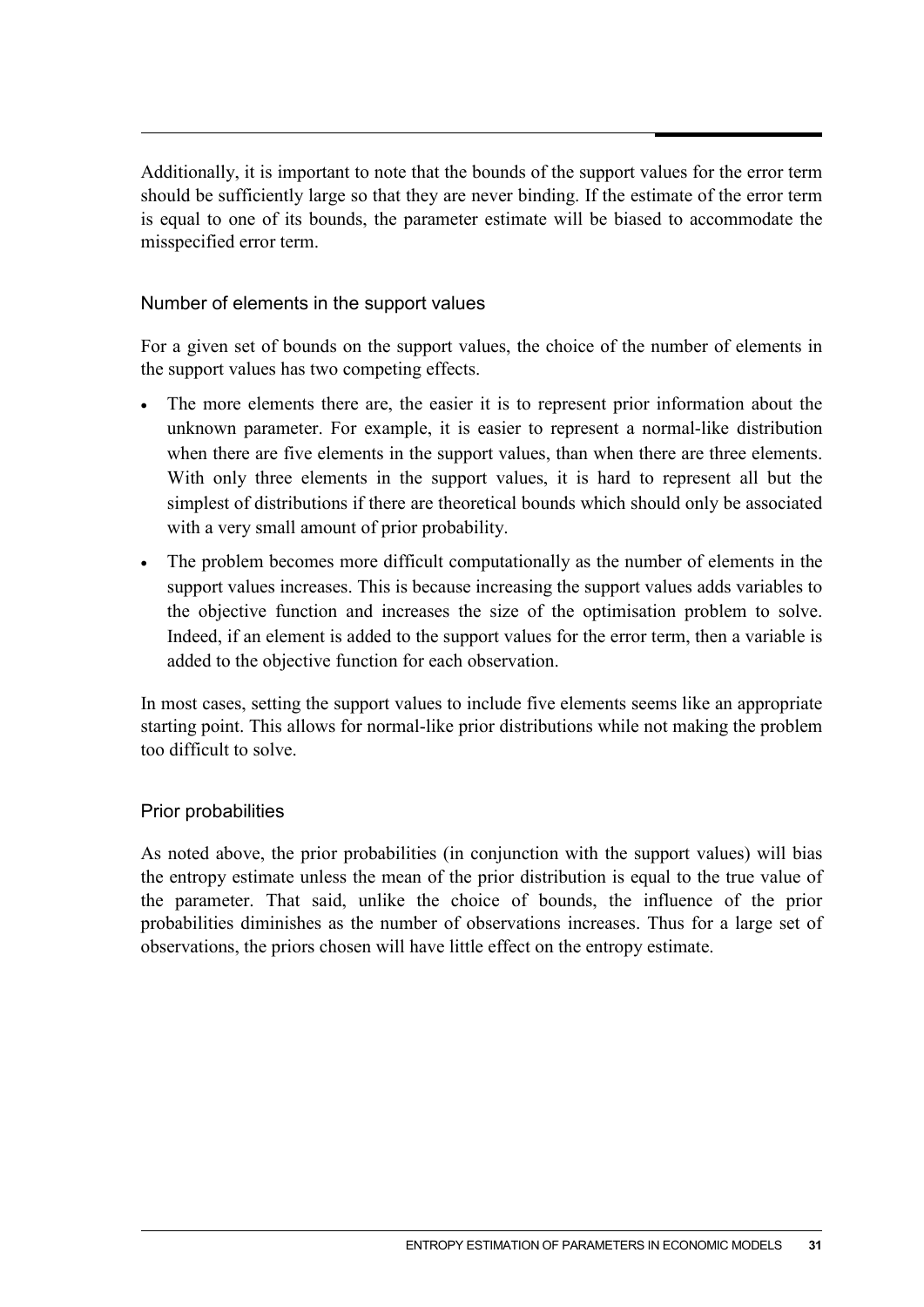Additionally, it is important to note that the bounds of the support values for the error term should be sufficiently large so that they are never binding. If the estimate of the error term is equal to one of its bounds, the parameter estimate will be biased to accommodate the misspecified error term.

### Number of elements in the support values

For a given set of bounds on the support values, the choice of the number of elements in the support values has two competing effects.

- The more elements there are, the easier it is to represent prior information about the unknown parameter. For example, it is easier to represent a normal-like distribution when there are five elements in the support values, than when there are three elements. With only three elements in the support values, it is hard to represent all but the simplest of distributions if there are theoretical bounds which should only be associated with a very small amount of prior probability.
- The problem becomes more difficult computationally as the number of elements in the support values increases. This is because increasing the support values adds variables to the objective function and increases the size of the optimisation problem to solve. Indeed, if an element is added to the support values for the error term, then a variable is added to the objective function for each observation.

In most cases, setting the support values to include five elements seems like an appropriate starting point. This allows for normal-like prior distributions while not making the problem too difficult to solve.

### Prior probabilities

As noted above, the prior probabilities (in conjunction with the support values) will bias the entropy estimate unless the mean of the prior distribution is equal to the true value of the parameter. That said, unlike the choice of bounds, the influence of the prior probabilities diminishes as the number of observations increases. Thus for a large set of observations, the priors chosen will have little effect on the entropy estimate.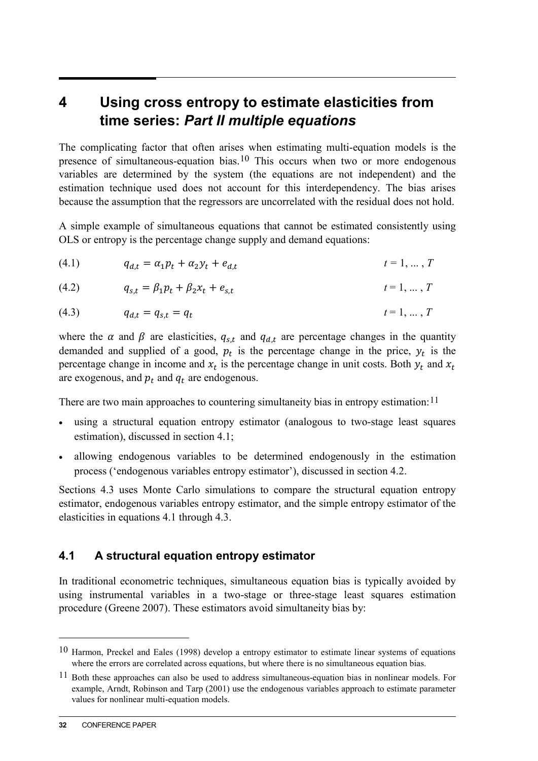# 4 Using cross entropy to estimate elasticities from time series: *Part II multiple equations*

The complicating factor that often arises when estimating multi-equation models is the presence of simultaneous-equation bias.[10] This occurs when two or more endogenous variables are determined by the system (the equations are not independent) and the estimation technique used does not account for this interdependency. The bias arises because the assumption that the regressors are uncorrelated with the residual does not hold.

A simple example of simultaneous equations that cannot be estimated consistently using OLS or entropy is the percentage change supply and demand equations:

$$q_{d,t} = \alpha_1 p_t + \alpha_2 y_t + e_{d,t} \qquad t = 1, \ldots, T \tag{4.1}$$

$$q_{s,t} = \beta_1 p_t + \beta_2 x_t + e_{s,t} \qquad t = 1, \ldots, T \tag{4.2}$$

$$q_{d,t} = q_{s,t} = q_t \qquad t = 1, \ldots, T \tag{4.3}$$

where the $\alpha$ and $\beta$ are elasticities, $q_{s,t}$ and $q_{d,t}$ are percentage changes in the quantity demanded and supplied of a good, $p_t$ is the percentage change in the price, $y_t$ is the percentage change in income and $x_t$ is the percentage change in unit costs. Both $y_t$ and $x_t$ are exogenous, and $p_t$ and $q_t$ are endogenous.

There are two main approaches to countering simultaneity bias in entropy estimation:[11]

- using a structural equation entropy estimator (analogous to two-stage least squares estimation), discussed in section 4.1;
- allowing endogenous variables to be determined endogenously in the estimation process ('endogenous variables entropy estimator'), discussed in section 4.2.

Sections 4.3 uses Monte Carlo simulations to compare the structural equation entropy estimator, endogenous variables entropy estimator, and the simple entropy estimator of the elasticities in equations 4.1 through 4.3.

## 4.1 A structural equation entropy estimator

In traditional econometric techniques, simultaneous equation bias is typically avoided by using instrumental variables in a two-stage or three-stage least squares estimation procedure (Greene 2007). These estimators avoid simultaneity bias by:

---

[10] Harmon, Preckel and Eales (1998) develop a entropy estimator to estimate linear systems of equations where the errors are correlated across equations, but where there is no simultaneous equation bias.

[11] Both these approaches can also be used to address simultaneous-equation bias in nonlinear models. For example, Arndt, Robinson and Tarp (2001) use the endogenous variables approach to estimate parameter values for nonlinear multi-equation models.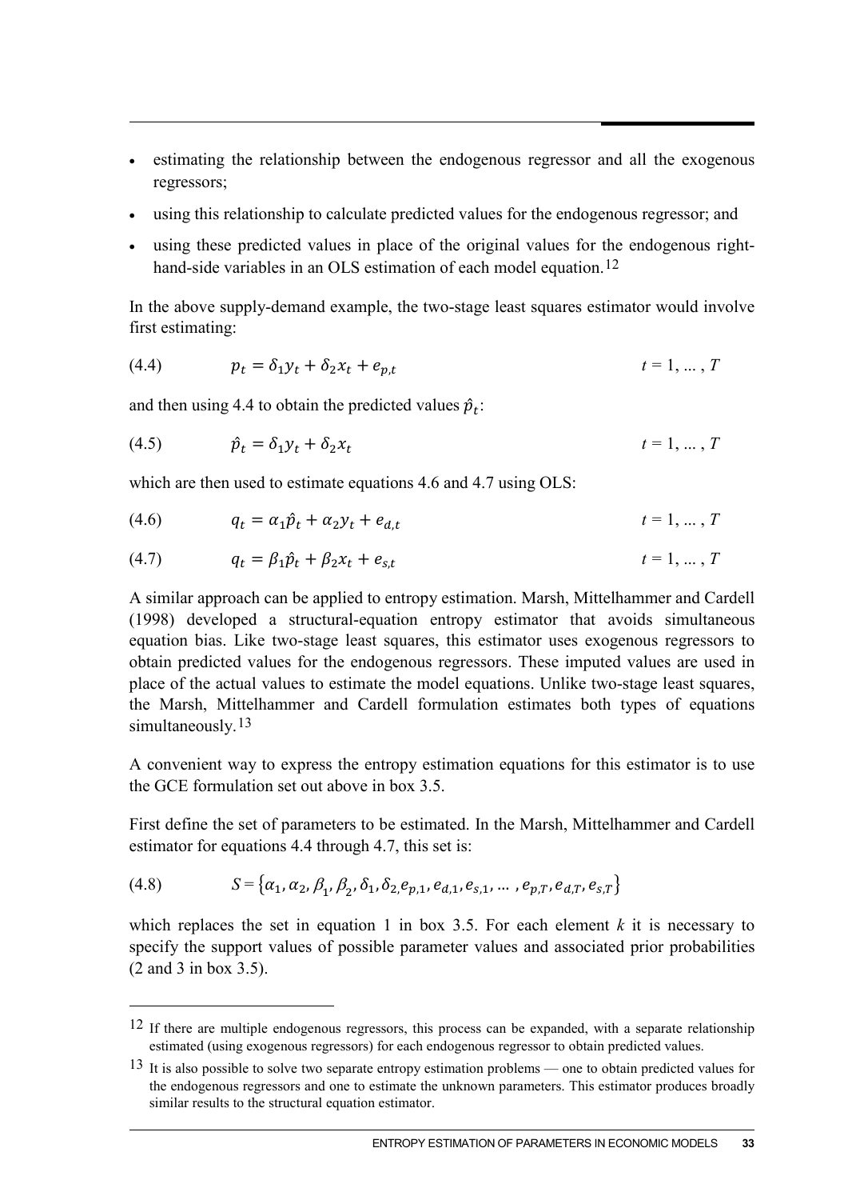- estimating the relationship between the endogenous regressor and all the exogenous regressors;
- using this relationship to calculate predicted values for the endogenous regressor; and
- using these predicted values in place of the original values for the endogenous right-hand-side variables in an OLS estimation of each model equation.[12]

In the above supply-demand example, the two-stage least squares estimator would involve first estimating:

$$(4.4) \qquad p_t = \delta_1 y_t + \delta_2 x_t + e_{p,t} \qquad t = 1, \ldots, T$$

and then using 4.4 to obtain the predicted values $\hat{p}_t$:

$$(4.5) \qquad \hat{p}_t = \delta_1 y_t + \delta_2 x_t \qquad t = 1, \ldots, T$$

which are then used to estimate equations 4.6 and 4.7 using OLS:

$$(4.6) \qquad q_t = \alpha_1 \hat{p}_t + \alpha_2 y_t + e_{d,t} \qquad t = 1, \ldots, T$$

$$(4.7) \qquad q_t = \beta_1 \hat{p}_t + \beta_2 x_t + e_{s,t} \qquad t = 1, \ldots, T$$

A similar approach can be applied to entropy estimation. Marsh, Mittelhammer and Cardell (1998) developed a structural-equation entropy estimator that avoids simultaneous equation bias. Like two-stage least squares, this estimator uses exogenous regressors to obtain predicted values for the endogenous regressors. These imputed values are used in place of the actual values to estimate the model equations. Unlike two-stage least squares, the Marsh, Mittelhammer and Cardell formulation estimates both types of equations simultaneously.[13]

A convenient way to express the entropy estimation equations for this estimator is to use the GCE formulation set out above in box 3.5.

First define the set of parameters to be estimated. In the Marsh, Mittelhammer and Cardell estimator for equations 4.4 through 4.7, this set is:

$$(4.8) \qquad S = \{\alpha_1, \alpha_2, \beta_1, \beta_2, \delta_1, \delta_2, e_{p,1}, e_{d,1}, e_{s,1}, \ldots, e_{p,T}, e_{d,T}, e_{s,T}\}$$

which replaces the set in equation 1 in box 3.5. For each element *k* it is necessary to specify the support values of possible parameter values and associated prior probabilities (2 and 3 in box 3.5).

---

[12] If there are multiple endogenous regressors, this process can be expanded, with a separate relationship estimated (using exogenous regressors) for each endogenous regressor to obtain predicted values.

[13] It is also possible to solve two separate entropy estimation problems — one to obtain predicted values for the endogenous regressors and one to estimate the unknown parameters. This estimator produces broadly similar results to the structural equation estimator.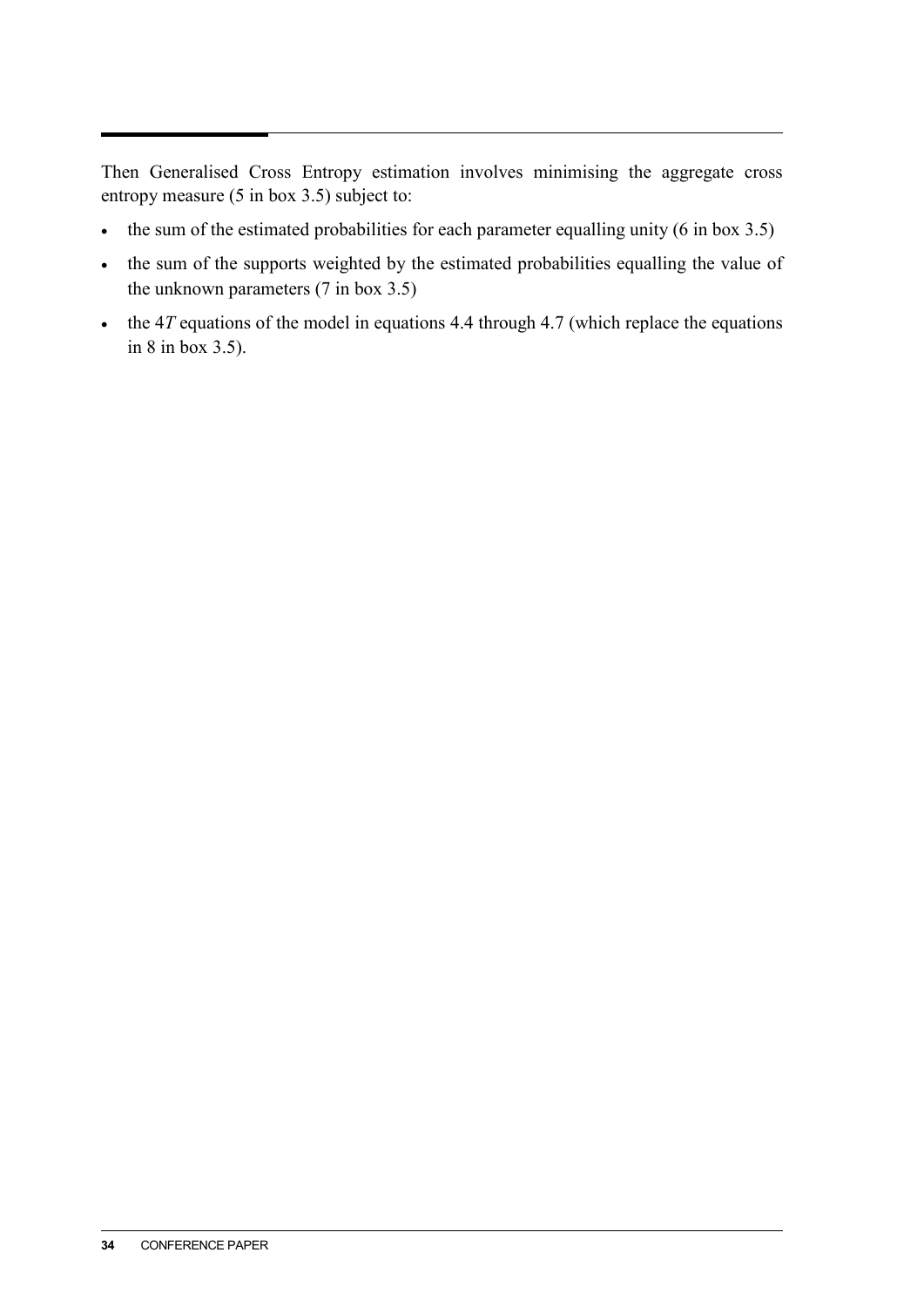Then Generalised Cross Entropy estimation involves minimising the aggregate cross entropy measure (5 in box 3.5) subject to:

- the sum of the estimated probabilities for each parameter equalling unity (6 in box 3.5)
- the sum of the supports weighted by the estimated probabilities equalling the value of the unknown parameters (7 in box 3.5)
- the $4T$ equations of the model in equations 4.4 through 4.7 (which replace the equations in 8 in box 3.5).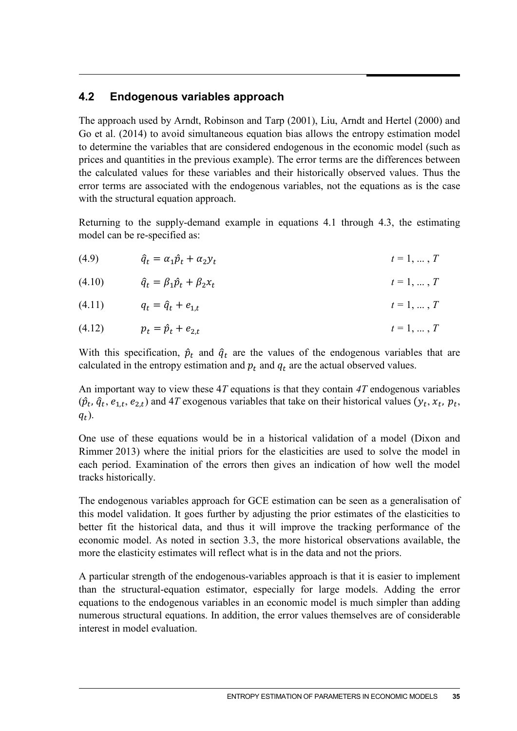## 4.2 Endogenous variables approach

The approach used by Arndt, Robinson and Tarp (2001), Liu, Arndt and Hertel (2000) and Go et al. (2014) to avoid simultaneous equation bias allows the entropy estimation model to determine the variables that are considered endogenous in the economic model (such as prices and quantities in the previous example). The error terms are the differences between the calculated values for these variables and their historically observed values. Thus the error terms are associated with the endogenous variables, not the equations as is the case with the structural equation approach.

Returning to the supply-demand example in equations 4.1 through 4.3, the estimating model can be re-specified as:

$$\hat{q}_t = \alpha_1 \hat{p}_t + \alpha_2 y_t \qquad t = 1, \ldots, T \tag{4.9}$$

$$\hat{q}_t = \beta_1 \hat{p}_t + \beta_2 x_t \qquad t = 1, \ldots, T \tag{4.10}$$

$$q_t = \hat{q}_t + e_{1,t} \qquad t = 1, \ldots, T \tag{4.11}$$

$$p_t = \hat{p}_t + e_{2,t} \qquad t = 1, \ldots, T \tag{4.12}$$

With this specification, $\hat{p}_t$ and $\hat{q}_t$ are the values of the endogenous variables that are calculated in the entropy estimation and $p_t$ and $q_t$ are the actual observed values.

An important way to view these $4T$ equations is that they contain *4T* endogenous variables ($\hat{p}_t$, $\hat{q}_t$, $e_{1,t}$, $e_{2,t}$) and $4T$ exogenous variables that take on their historical values ($y_t$, $x_t$, $p_t$, $q_t$).

One use of these equations would be in a historical validation of a model (Dixon and Rimmer 2013) where the initial priors for the elasticities are used to solve the model in each period. Examination of the errors then gives an indication of how well the model tracks historically.

The endogenous variables approach for GCE estimation can be seen as a generalisation of this model validation. It goes further by adjusting the prior estimates of the elasticities to better fit the historical data, and thus it will improve the tracking performance of the economic model. As noted in section 3.3, the more historical observations available, the more the elasticity estimates will reflect what is in the data and not the priors.

A particular strength of the endogenous-variables approach is that it is easier to implement than the structural-equation estimator, especially for large models. Adding the error equations to the endogenous variables in an economic model is much simpler than adding numerous structural equations. In addition, the error values themselves are of considerable interest in model evaluation.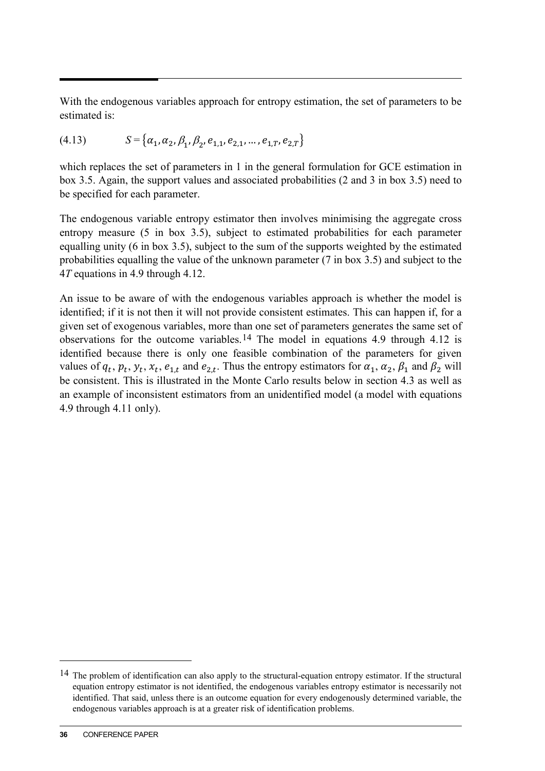With the endogenous variables approach for entropy estimation, the set of parameters to be estimated is:

$$(4.13) \qquad S = \{\alpha_1, \alpha_2, \beta_1, \beta_2, e_{1,1}, e_{2,1}, \ldots, e_{1,T}, e_{2,T}\}$$

which replaces the set of parameters in 1 in the general formulation for GCE estimation in box 3.5. Again, the support values and associated probabilities (2 and 3 in box 3.5) need to be specified for each parameter.

The endogenous variable entropy estimator then involves minimising the aggregate cross entropy measure (5 in box 3.5), subject to estimated probabilities for each parameter equalling unity (6 in box 3.5), subject to the sum of the supports weighted by the estimated probabilities equalling the value of the unknown parameter (7 in box 3.5) and subject to the 4*T* equations in 4.9 through 4.12.

An issue to be aware of with the endogenous variables approach is whether the model is identified; if it is not then it will not provide consistent estimates. This can happen if, for a given set of exogenous variables, more than one set of parameters generates the same set of observations for the outcome variables.[14] The model in equations 4.9 through 4.12 is identified because there is only one feasible combination of the parameters for given values of $q_t$, $p_t$, $y_t$, $x_t$, $e_{1,t}$ and $e_{2,t}$. Thus the entropy estimators for $\alpha_1$, $\alpha_2$, $\beta_1$ and $\beta_2$ will be consistent. This is illustrated in the Monte Carlo results below in section 4.3 as well as an example of inconsistent estimators from an unidentified model (a model with equations 4.9 through 4.11 only).

---

[14] The problem of identification can also apply to the structural-equation entropy estimator. If the structural equation entropy estimator is not identified, the endogenous variables entropy estimator is necessarily not identified. That said, unless there is an outcome equation for every endogenously determined variable, the endogenous variables approach is at a greater risk of identification problems.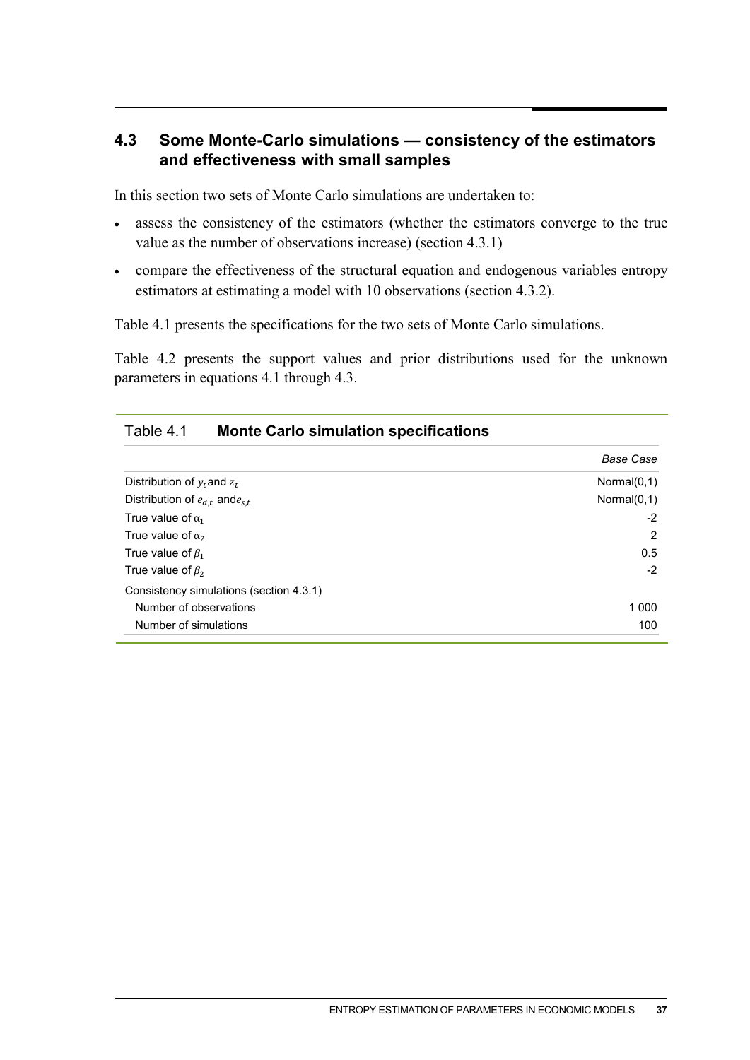## 4.3 Some Monte-Carlo simulations — consistency of the estimators and effectiveness with small samples

In this section two sets of Monte Carlo simulations are undertaken to:

- assess the consistency of the estimators (whether the estimators converge to the true value as the number of observations increase) (section 4.3.1)
- compare the effectiveness of the structural equation and endogenous variables entropy estimators at estimating a model with 10 observations (section 4.3.2).

Table 4.1 presents the specifications for the two sets of Monte Carlo simulations.

Table 4.2 presents the support values and prior distributions used for the unknown parameters in equations 4.1 through 4.3.

Table 4.1 **Monte Carlo simulation specifications**

| | *Base Case* |
|---|---|
| Distribution of $y_t$ and $z_t$ | Normal(0,1) |
| Distribution of $e_{d,t}$ and $e_{s,t}$ | Normal(0,1) |
| True value of $\alpha_1$ | -2 |
| True value of $\alpha_2$ | 2 |
| True value of $\beta_1$ | 0.5 |
| True value of $\beta_2$ | -2 |
| Consistency simulations (section 4.3.1) | |
| Number of observations | 1 000 |
| Number of simulations | 100 |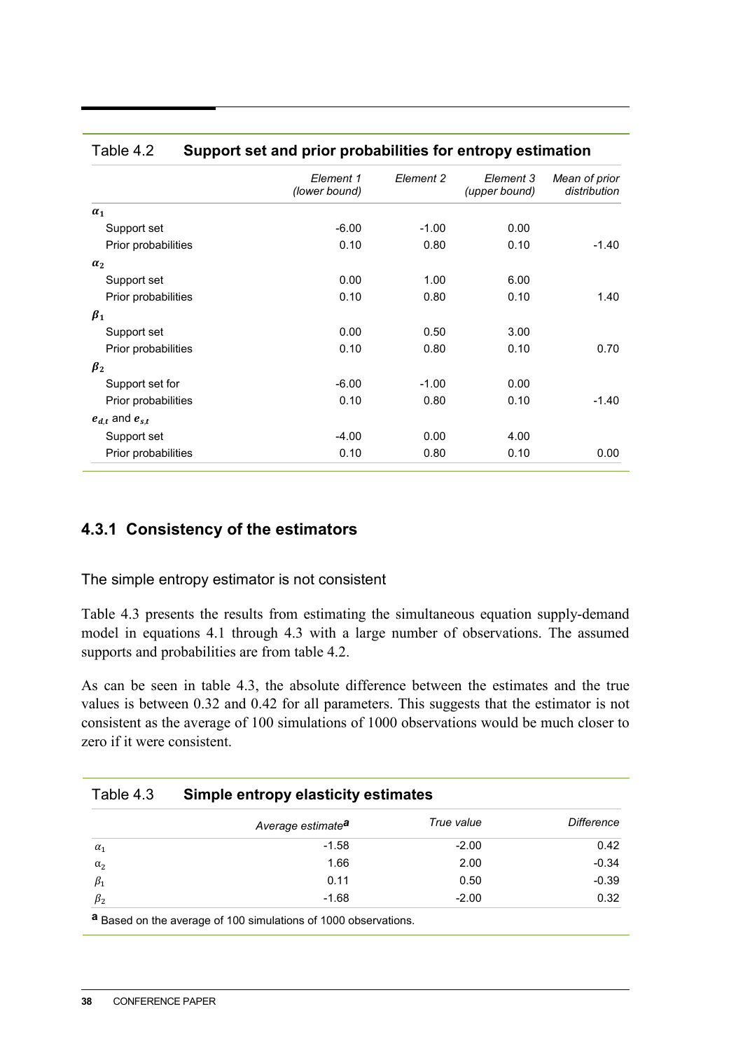Table 4.2 **Support set and prior probabilities for entropy estimation**

| | *Element 1 (lower bound)* | *Element 2* | *Element 3 (upper bound)* | *Mean of prior distribution* |
|---|---|---|---|---|
| $\boldsymbol{\alpha_1}$ | | | | |
| Support set | -6.00 | -1.00 | 0.00 | |
| Prior probabilities | 0.10 | 0.80 | 0.10 | -1.40 |
| $\boldsymbol{\alpha_2}$ | | | | |
| Support set | 0.00 | 1.00 | 6.00 | |
| Prior probabilities | 0.10 | 0.80 | 0.10 | 1.40 |
| $\boldsymbol{\beta_1}$ | | | | |
| Support set | 0.00 | 0.50 | 3.00 | |
| Prior probabilities | 0.10 | 0.80 | 0.10 | 0.70 |
| $\boldsymbol{\beta_2}$ | | | | |
| Support set for | -6.00 | -1.00 | 0.00 | |
| Prior probabilities | 0.10 | 0.80 | 0.10 | -1.40 |
| $\boldsymbol{e_{d,t}}$ and $\boldsymbol{e_{s,t}}$ | | | | |
| Support set | -4.00 | 0.00 | 4.00 | |
| Prior probabilities | 0.10 | 0.80 | 0.10 | 0.00 |

### 4.3.1 Consistency of the estimators

The simple entropy estimator is not consistent

Table 4.3 presents the results from estimating the simultaneous equation supply-demand model in equations 4.1 through 4.3 with a large number of observations. The assumed supports and probabilities are from table 4.2.

As can be seen in table 4.3, the absolute difference between the estimates and the true values is between 0.32 and 0.42 for all parameters. This suggests that the estimator is not consistent as the average of 100 simulations of 1000 observations would be much closer to zero if it were consistent.

Table 4.3 **Simple entropy elasticity estimates**

| | *Average estimate*[a] | *True value* | *Difference* |
|---|---|---|---|
| $\alpha_1$ | -1.58 | -2.00 | 0.42 |
| $\alpha_2$ | 1.66 | 2.00 | -0.34 |
| $\beta_1$ | 0.11 | 0.50 | -0.39 |
| $\beta_2$ | -1.68 | -2.00 | 0.32 |

[a] Based on the average of 100 simulations of 1000 observations.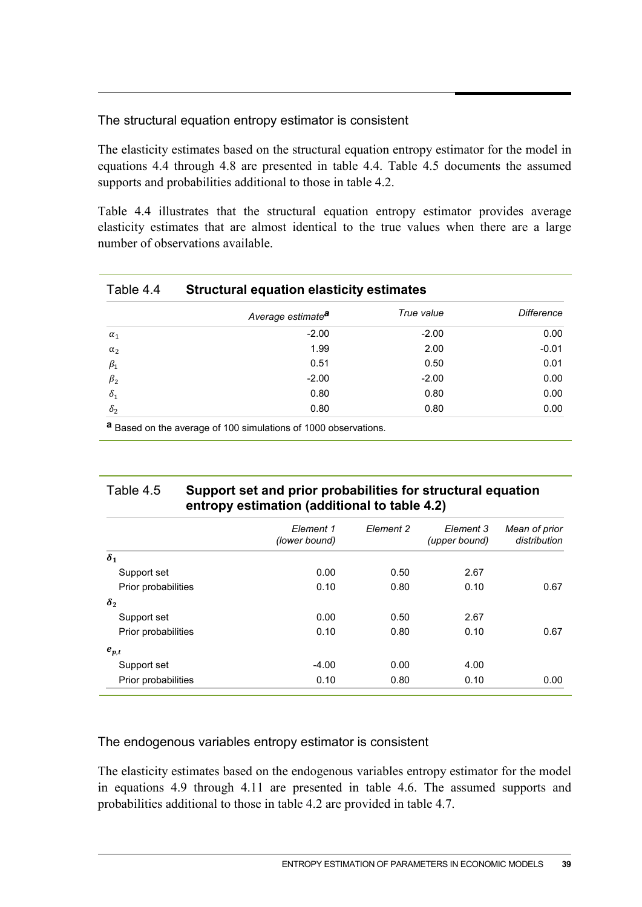### The structural equation entropy estimator is consistent

The elasticity estimates based on the structural equation entropy estimator for the model in equations 4.4 through 4.8 are presented in table 4.4. Table 4.5 documents the assumed supports and probabilities additional to those in table 4.2.

Table 4.4 illustrates that the structural equation entropy estimator provides average elasticity estimates that are almost identical to the true values when there are a large number of observations available.

**Table 4.4 Structural equation elasticity estimates**

| | *Average estimate*[a] | *True value* | *Difference* |
|---|---|---|---|
| $\alpha_1$ | -2.00 | -2.00 | 0.00 |
| $\alpha_2$ | 1.99 | 2.00 | -0.01 |
| $\beta_1$ | 0.51 | 0.50 | 0.01 |
| $\beta_2$ | -2.00 | -2.00 | 0.00 |
| $\delta_1$ | 0.80 | 0.80 | 0.00 |
| $\delta_2$ | 0.80 | 0.80 | 0.00 |

[a] Based on the average of 100 simulations of 1000 observations.

**Table 4.5 Support set and prior probabilities for structural equation entropy estimation (additional to table 4.2)**

| | *Element 1 (lower bound)* | *Element 2* | *Element 3 (upper bound)* | *Mean of prior distribution* |
|---|---|---|---|---|
| $\boldsymbol{\delta_1}$ | | | | |
| Support set | 0.00 | 0.50 | 2.67 | |
| Prior probabilities | 0.10 | 0.80 | 0.10 | 0.67 |
| $\boldsymbol{\delta_2}$ | | | | |
| Support set | 0.00 | 0.50 | 2.67 | |
| Prior probabilities | 0.10 | 0.80 | 0.10 | 0.67 |
| $\boldsymbol{e_{p,t}}$ | | | | |
| Support set | -4.00 | 0.00 | 4.00 | |
| Prior probabilities | 0.10 | 0.80 | 0.10 | 0.00 |

### The endogenous variables entropy estimator is consistent

The elasticity estimates based on the endogenous variables entropy estimator for the model in equations 4.9 through 4.11 are presented in table 4.6. The assumed supports and probabilities additional to those in table 4.2 are provided in table 4.7.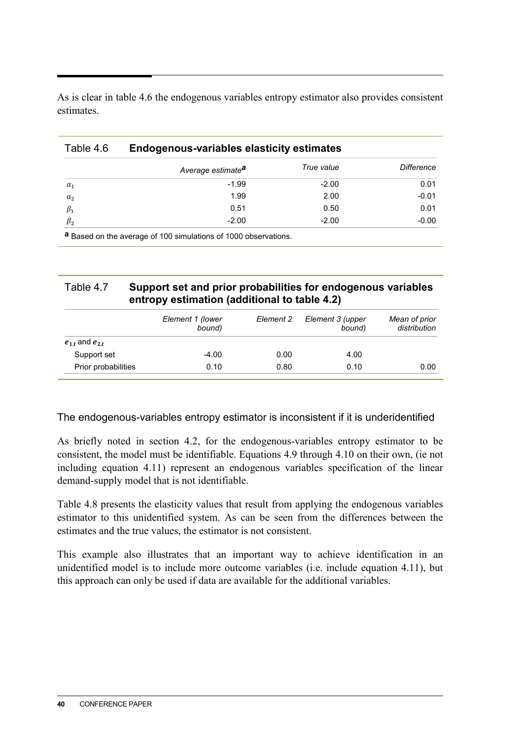As is clear in table 4.6 the endogenous variables entropy estimator also provides consistent estimates.

Table 4.6 **Endogenous-variables elasticity estimates**

| | *Average estimate*[a] | *True value* | *Difference* |
|---|---|---|---|
| $\alpha_1$ | -1.99 | -2.00 | 0.01 |
| $\alpha_2$ | 1.99 | 2.00 | -0.01 |
| $\beta_1$ | 0.51 | 0.50 | 0.01 |
| $\beta_2$ | -2.00 | -2.00 | -0.00 |

[a] Based on the average of 100 simulations of 1000 observations.

Table 4.7 **Support set and prior probabilities for endogenous variables entropy estimation (additional to table 4.2)**

| | *Element 1 (lower bound)* | *Element 2* | *Element 3 (upper bound)* | *Mean of prior distribution* |
|---|---|---|---|---|
| $e_{1,t}$ and $e_{2,t}$ | | | | |
| Support set | -4.00 | 0.00 | 4.00 | |
| Prior probabilities | 0.10 | 0.80 | 0.10 | 0.00 |

### The endogenous-variables entropy estimator is inconsistent if it is underidentified

As briefly noted in section 4.2, for the endogenous-variables entropy estimator to be consistent, the model must be identifiable. Equations 4.9 through 4.10 on their own, (ie not including equation 4.11) represent an endogenous variables specification of the linear demand-supply model that is not identifiable.

Table 4.8 presents the elasticity values that result from applying the endogenous variables estimator to this unidentified system. As can be seen from the differences between the estimates and the true values, the estimator is not consistent.

This example also illustrates that an important way to achieve identification in an unidentified model is to include more outcome variables (i.e. include equation 4.11), but this approach can only be used if data are available for the additional variables.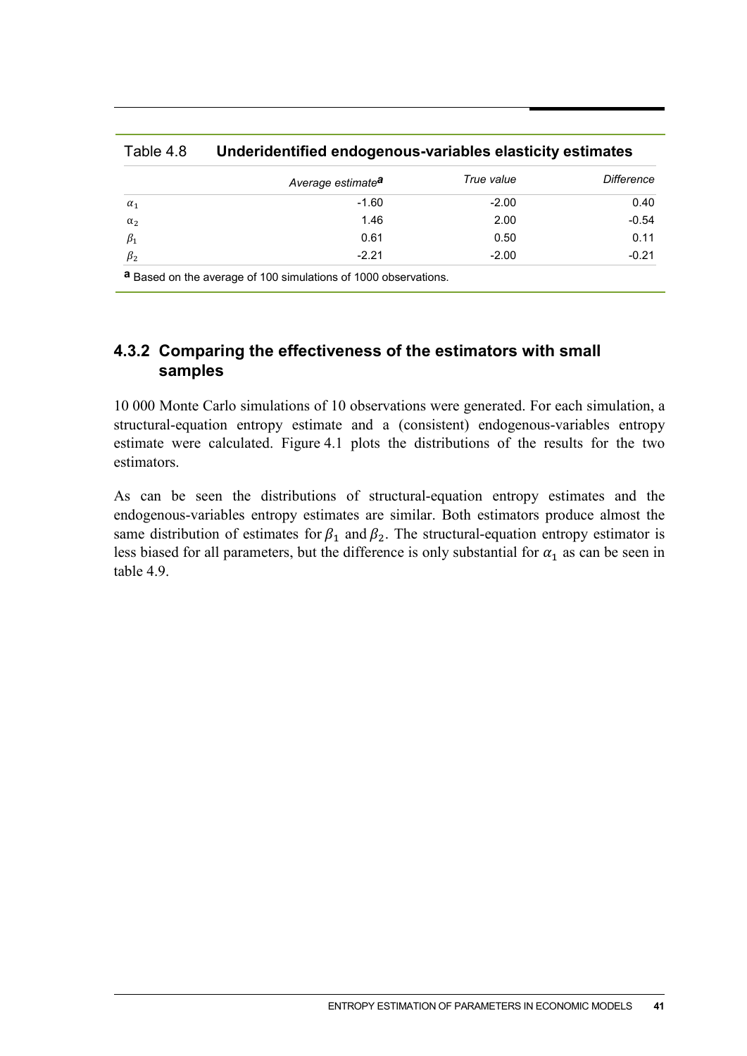Table 4.8 **Underidentified endogenous-variables elasticity estimates**

| | *Average estimate*[a] | *True value* | *Difference* |
|---|---|---|---|
| $\alpha_1$ | -1.60 | -2.00 | 0.40 |
| $\alpha_2$ | 1.46 | 2.00 | -0.54 |
| $\beta_1$ | 0.61 | 0.50 | 0.11 |
| $\beta_2$ | -2.21 | -2.00 | -0.21 |

[a] Based on the average of 100 simulations of 1000 observations.

### 4.3.2 Comparing the effectiveness of the estimators with small samples

10 000 Monte Carlo simulations of 10 observations were generated. For each simulation, a structural-equation entropy estimate and a (consistent) endogenous-variables entropy estimate were calculated. Figure 4.1 plots the distributions of the results for the two estimators.

As can be seen the distributions of structural-equation entropy estimates and the endogenous-variables entropy estimates are similar. Both estimators produce almost the same distribution of estimates for $\beta_1$ and $\beta_2$. The structural-equation entropy estimator is less biased for all parameters, but the difference is only substantial for $\alpha_1$ as can be seen in table 4.9.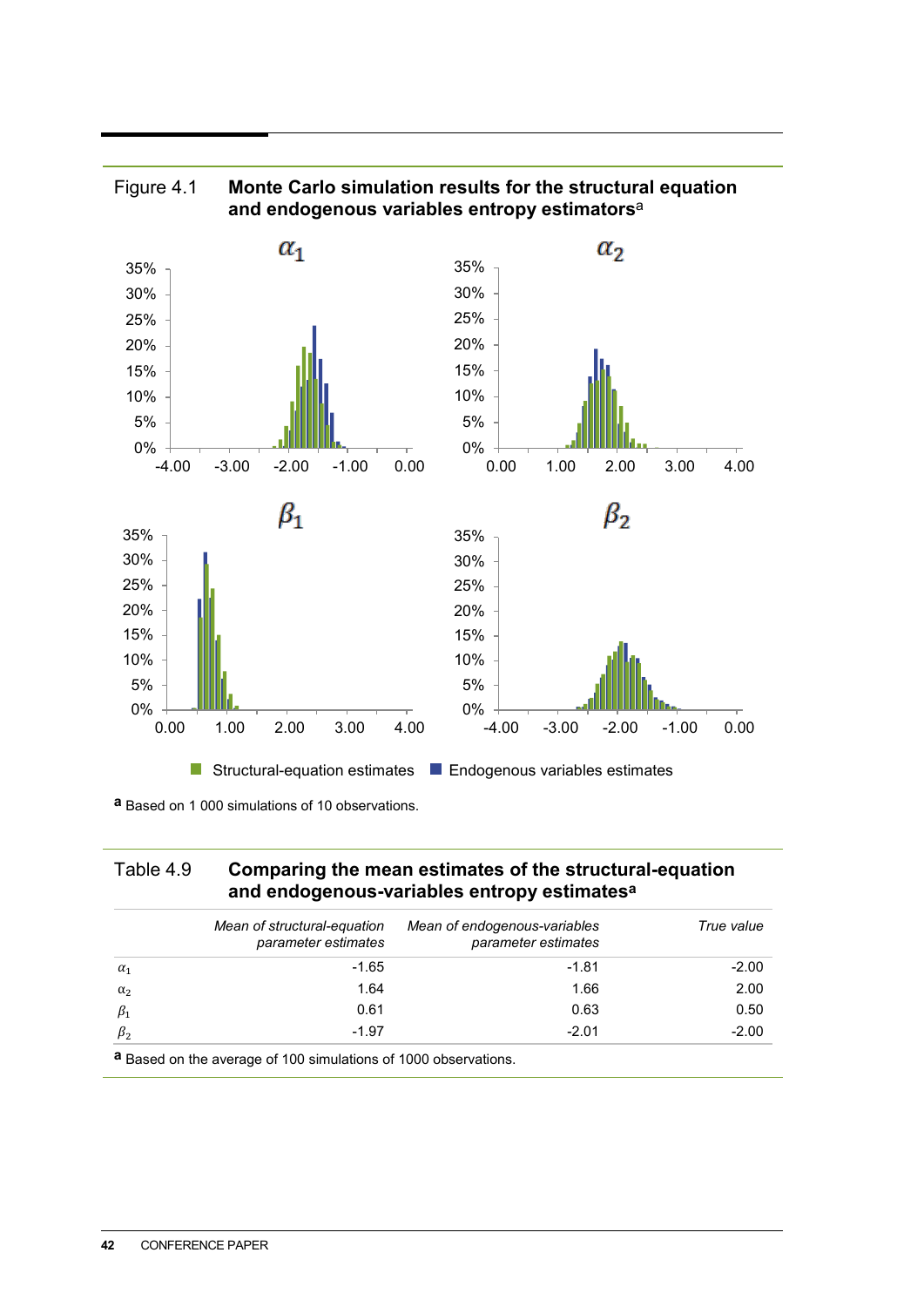Figure 4.1 **Monte Carlo simulation results for the structural equation and endogenous variables entropy estimators**[a]

[a] Based on 1 000 simulations of 10 observations.

Table 4.9 **Comparing the mean estimates of the structural-equation and endogenous-variables entropy estimates**[a]

| | *Mean of structural-equation parameter estimates* | *Mean of endogenous-variables parameter estimates* | *True value* |
|---|---|---|---|
| $\alpha_1$ | -1.65 | -1.81 | -2.00 |
| $\alpha_2$ | 1.64 | 1.66 | 2.00 |
| $\beta_1$ | 0.61 | 0.63 | 0.50 |
| $\beta_2$ | -1.97 | -2.01 | -2.00 |

[a] Based on the average of 100 simulations of 1000 observations.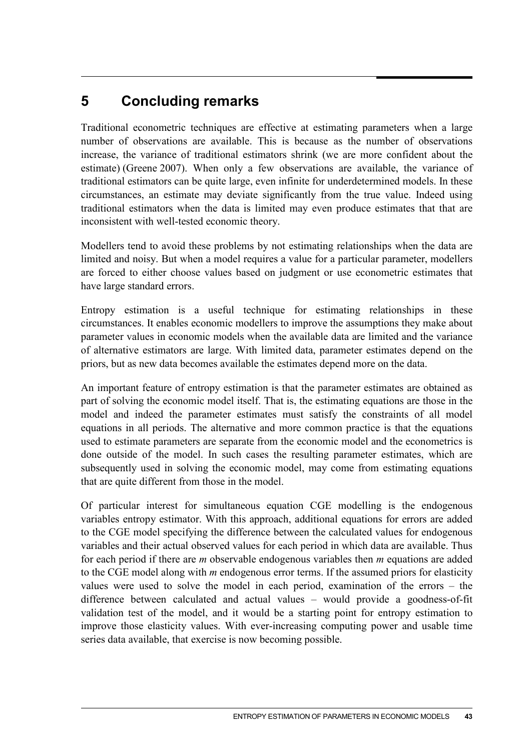# 5 Concluding remarks

Traditional econometric techniques are effective at estimating parameters when a large number of observations are available. This is because as the number of observations increase, the variance of traditional estimators shrink (we are more confident about the estimate) (Greene 2007). When only a few observations are available, the variance of traditional estimators can be quite large, even infinite for underdetermined models. In these circumstances, an estimate may deviate significantly from the true value. Indeed using traditional estimators when the data is limited may even produce estimates that that are inconsistent with well-tested economic theory.

Modellers tend to avoid these problems by not estimating relationships when the data are limited and noisy. But when a model requires a value for a particular parameter, modellers are forced to either choose values based on judgment or use econometric estimates that have large standard errors.

Entropy estimation is a useful technique for estimating relationships in these circumstances. It enables economic modellers to improve the assumptions they make about parameter values in economic models when the available data are limited and the variance of alternative estimators are large. With limited data, parameter estimates depend on the priors, but as new data becomes available the estimates depend more on the data.

An important feature of entropy estimation is that the parameter estimates are obtained as part of solving the economic model itself. That is, the estimating equations are those in the model and indeed the parameter estimates must satisfy the constraints of all model equations in all periods. The alternative and more common practice is that the equations used to estimate parameters are separate from the economic model and the econometrics is done outside of the model. In such cases the resulting parameter estimates, which are subsequently used in solving the economic model, may come from estimating equations that are quite different from those in the model.

Of particular interest for simultaneous equation CGE modelling is the endogenous variables entropy estimator. With this approach, additional equations for errors are added to the CGE model specifying the difference between the calculated values for endogenous variables and their actual observed values for each period in which data are available. Thus for each period if there are $m$ observable endogenous variables then $m$ equations are added to the CGE model along with $m$ endogenous error terms. If the assumed priors for elasticity values were used to solve the model in each period, examination of the errors – the difference between calculated and actual values – would provide a goodness-of-fit validation test of the model, and it would be a starting point for entropy estimation to improve those elasticity values. With ever-increasing computing power and usable time series data available, that exercise is now becoming possible.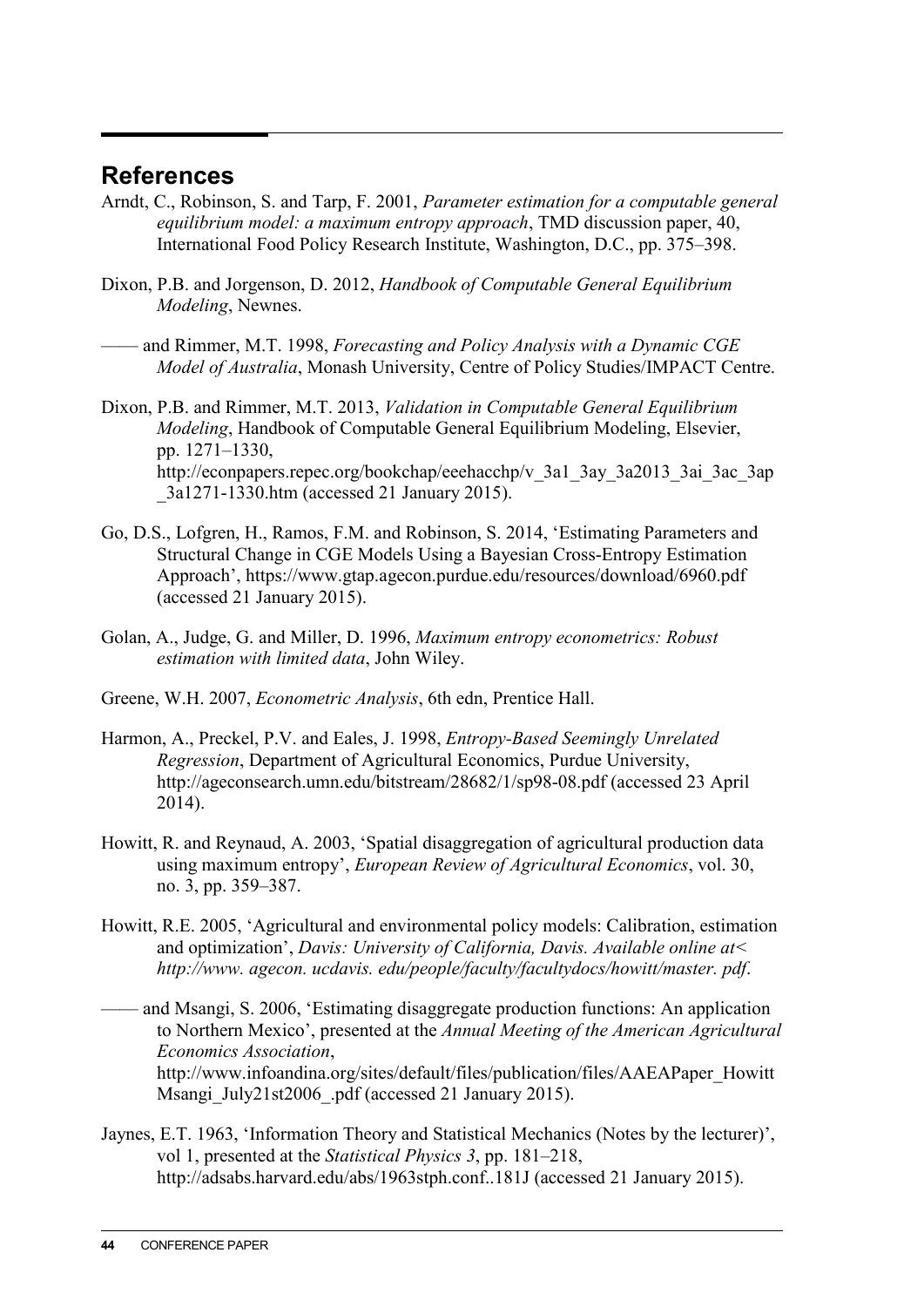## References

Arndt, C., Robinson, S. and Tarp, F. 2001, *Parameter estimation for a computable general equilibrium model: a maximum entropy approach*, TMD discussion paper, 40, International Food Policy Research Institute, Washington, D.C., pp. 375–398.

Dixon, P.B. and Jorgenson, D. 2012, *Handbook of Computable General Equilibrium Modeling*, Newnes.

—— and Rimmer, M.T. 1998, *Forecasting and Policy Analysis with a Dynamic CGE Model of Australia*, Monash University, Centre of Policy Studies/IMPACT Centre.

Dixon, P.B. and Rimmer, M.T. 2013, *Validation in Computable General Equilibrium Modeling*, Handbook of Computable General Equilibrium Modeling, Elsevier, pp. 1271–1330, http://econpapers.repec.org/bookchap/eeehacchp/v_3a1_3ay_3a2013_3ai_3ac_3ap_3a1271-1330.htm (accessed 21 January 2015).

Go, D.S., Lofgren, H., Ramos, F.M. and Robinson, S. 2014, 'Estimating Parameters and Structural Change in CGE Models Using a Bayesian Cross-Entropy Estimation Approach', https://www.gtap.agecon.purdue.edu/resources/download/6960.pdf (accessed 21 January 2015).

Golan, A., Judge, G. and Miller, D. 1996, *Maximum entropy econometrics: Robust estimation with limited data*, John Wiley.

Greene, W.H. 2007, *Econometric Analysis*, 6th edn, Prentice Hall.

Harmon, A., Preckel, P.V. and Eales, J. 1998, *Entropy-Based Seemingly Unrelated Regression*, Department of Agricultural Economics, Purdue University, http://ageconsearch.umn.edu/bitstream/28682/1/sp98-08.pdf (accessed 23 April 2014).

Howitt, R. and Reynaud, A. 2003, 'Spatial disaggregation of agricultural production data using maximum entropy', *European Review of Agricultural Economics*, vol. 30, no. 3, pp. 359–387.

Howitt, R.E. 2005, 'Agricultural and environmental policy models: Calibration, estimation and optimization', *Davis: University of California, Davis. Available online at< http://www. agecon. ucdavis. edu/people/faculty/facultydocs/howitt/master. pdf*.

—— and Msangi, S. 2006, 'Estimating disaggregate production functions: An application to Northern Mexico', presented at the *Annual Meeting of the American Agricultural Economics Association*, http://www.infoandina.org/sites/default/files/publication/files/AAEAPaper_HowittMsangi_July21st2006_.pdf (accessed 21 January 2015).

Jaynes, E.T. 1963, 'Information Theory and Statistical Mechanics (Notes by the lecturer)', vol 1, presented at the *Statistical Physics 3*, pp. 181–218, http://adsabs.harvard.edu/abs/1963stph.conf..181J (accessed 21 January 2015).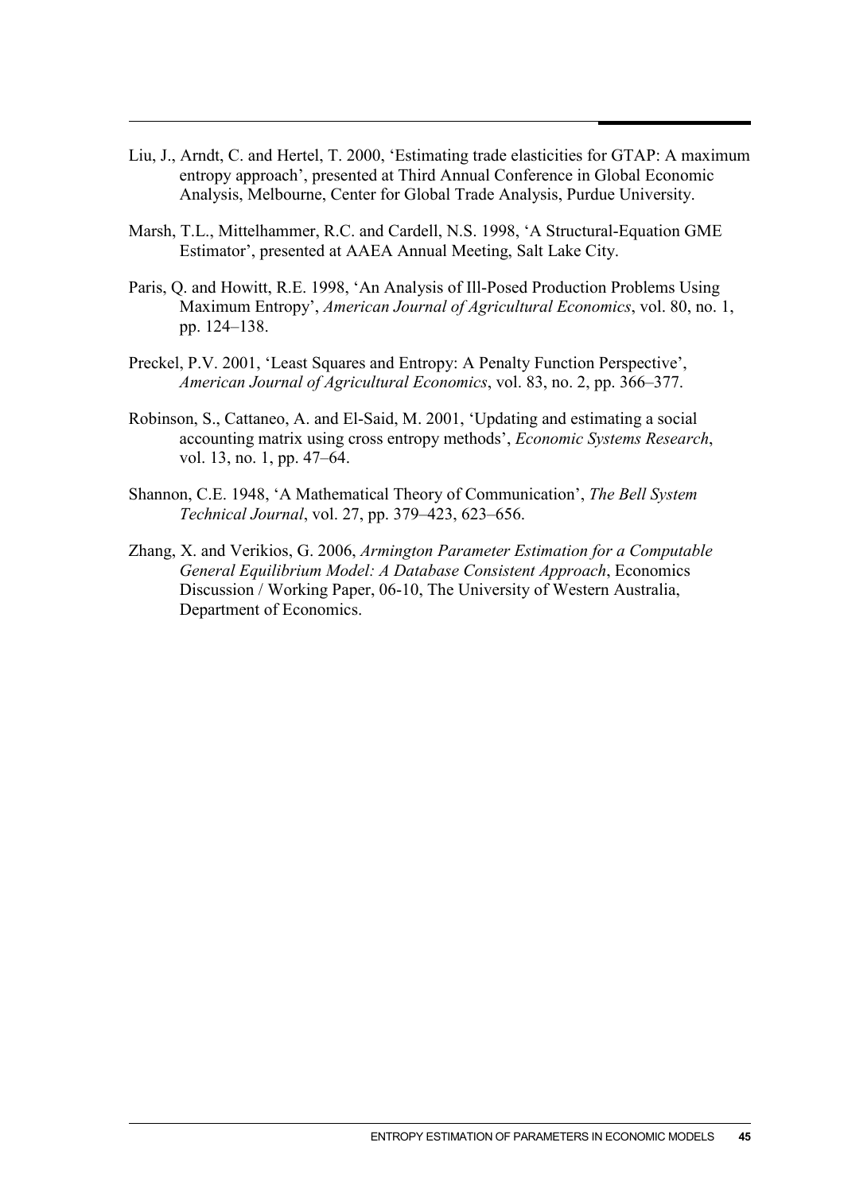Liu, J., Arndt, C. and Hertel, T. 2000, 'Estimating trade elasticities for GTAP: A maximum entropy approach', presented at Third Annual Conference in Global Economic Analysis, Melbourne, Center for Global Trade Analysis, Purdue University.

Marsh, T.L., Mittelhammer, R.C. and Cardell, N.S. 1998, 'A Structural-Equation GME Estimator', presented at AAEA Annual Meeting, Salt Lake City.

Paris, Q. and Howitt, R.E. 1998, 'An Analysis of Ill-Posed Production Problems Using Maximum Entropy', *American Journal of Agricultural Economics*, vol. 80, no. 1, pp. 124–138.

Preckel, P.V. 2001, 'Least Squares and Entropy: A Penalty Function Perspective', *American Journal of Agricultural Economics*, vol. 83, no. 2, pp. 366–377.

Robinson, S., Cattaneo, A. and El-Said, M. 2001, 'Updating and estimating a social accounting matrix using cross entropy methods', *Economic Systems Research*, vol. 13, no. 1, pp. 47–64.

Shannon, C.E. 1948, 'A Mathematical Theory of Communication', *The Bell System Technical Journal*, vol. 27, pp. 379–423, 623–656.

Zhang, X. and Verikios, G. 2006, *Armington Parameter Estimation for a Computable General Equilibrium Model: A Database Consistent Approach*, Economics Discussion / Working Paper, 06-10, The University of Western Australia, Department of Economics.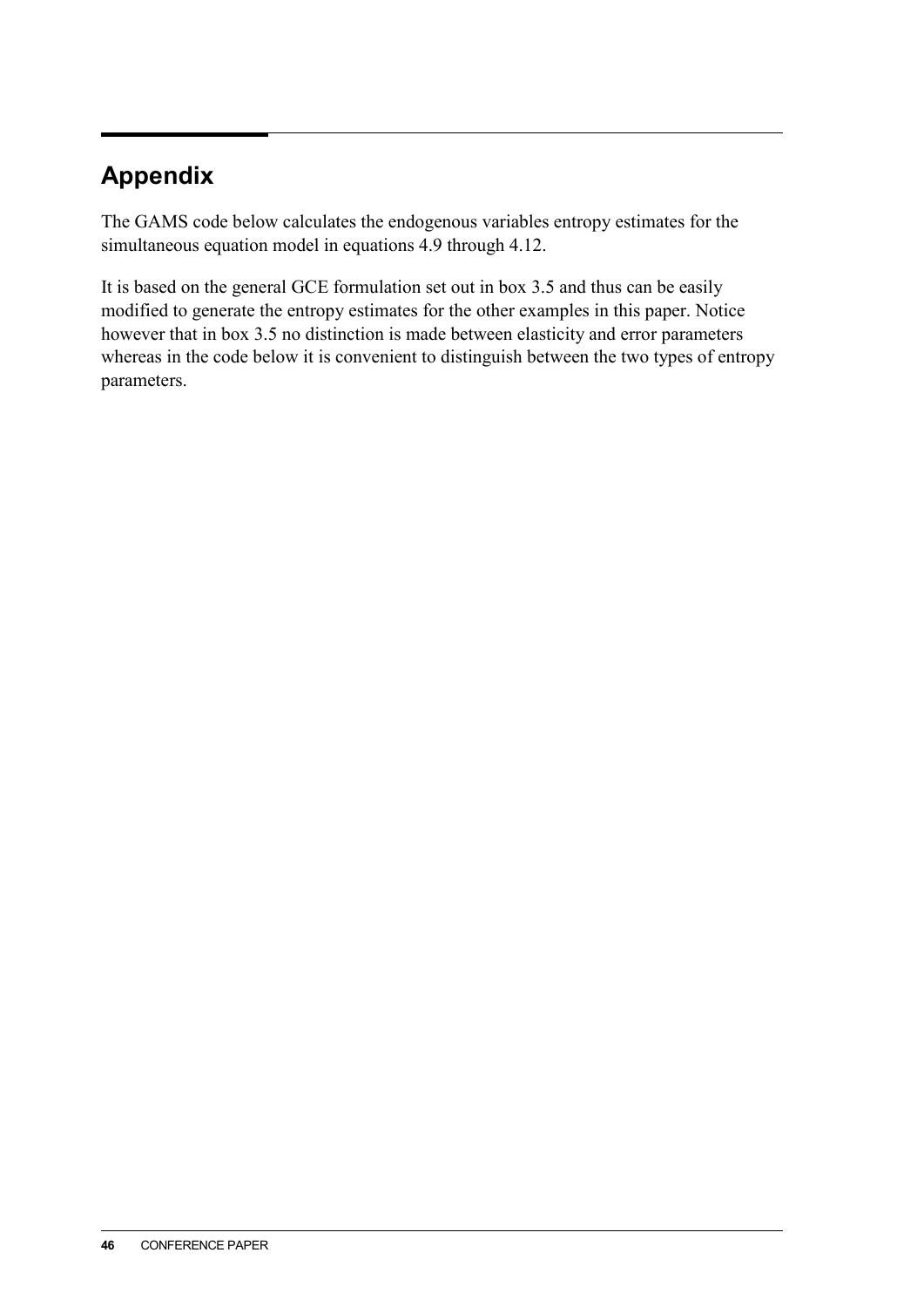# Appendix

The GAMS code below calculates the endogenous variables entropy estimates for the simultaneous equation model in equations 4.9 through 4.12.

It is based on the general GCE formulation set out in box 3.5 and thus can be easily modified to generate the entropy estimates for the other examples in this paper. Notice however that in box 3.5 no distinction is made between elasticity and error parameters whereas in the code below it is convenient to distinguish between the two types of entropy parameters.